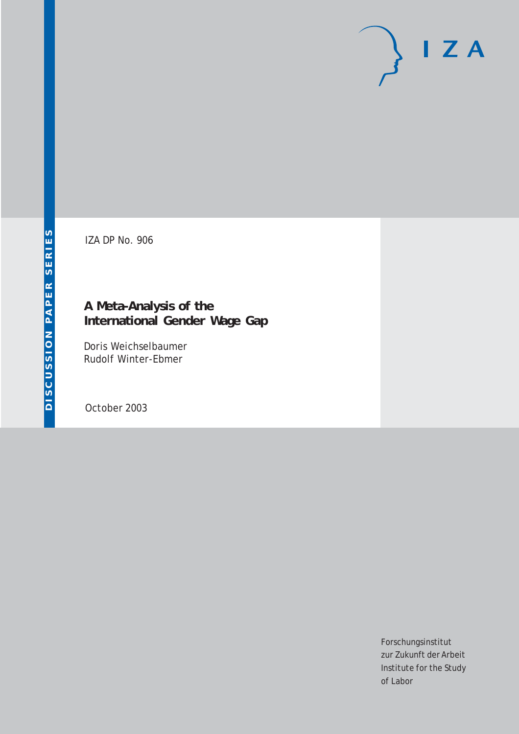IZA DP No. 906

# A Meta-Analysis of the International Gender Wage Gap

Doris Weichselbaumer
Rudolf Winter-Ebmer

October 2003

Forschungsinstitut
zur Zukunft der Arbeit
Institute for the Study
of Labor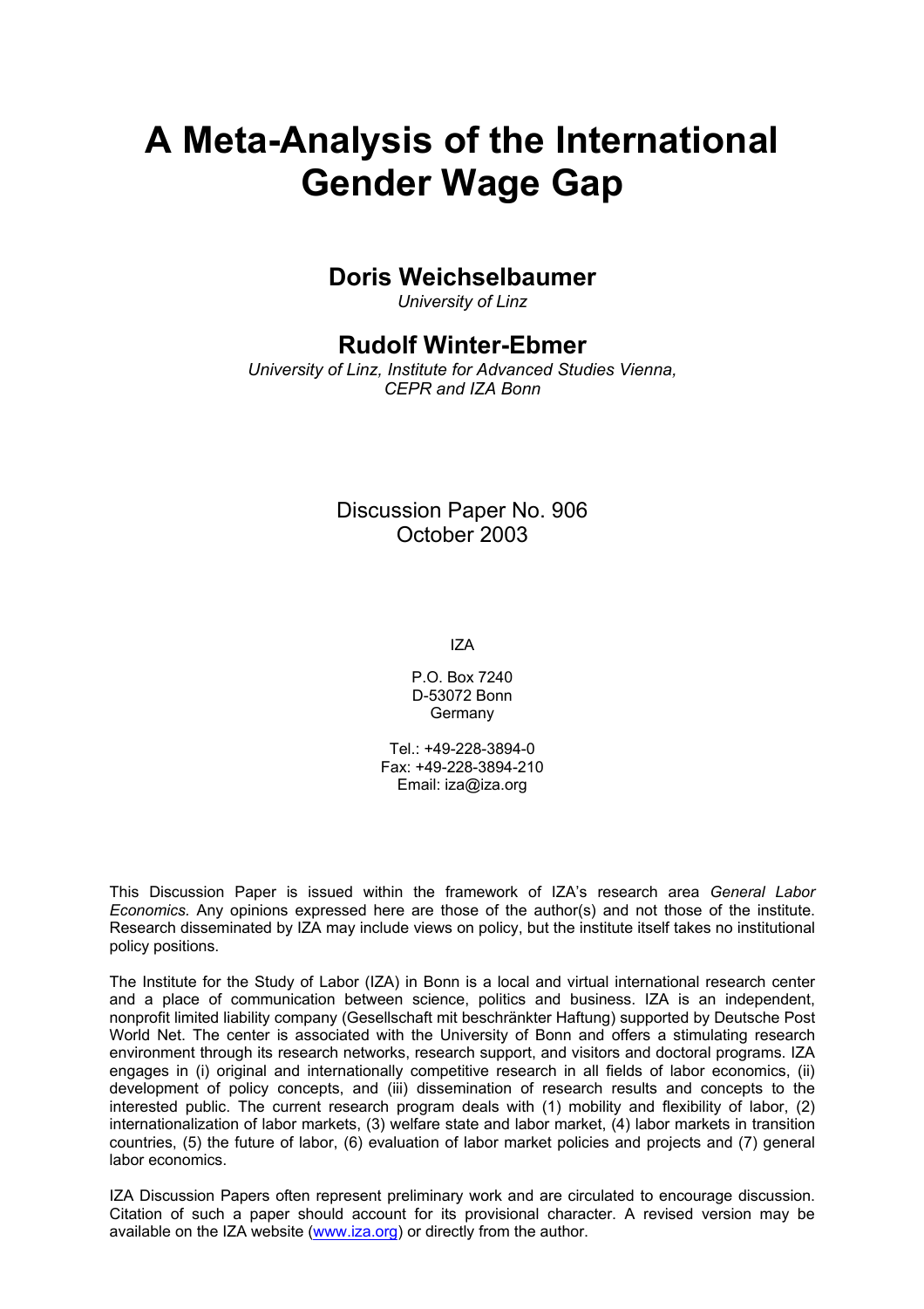# A Meta-Analysis of the International Gender Wage Gap

## Doris Weichselbaumer

*University of Linz*

## Rudolf Winter-Ebmer

*University of Linz, Institute for Advanced Studies Vienna, CEPR and IZA Bonn*

Discussion Paper No. 906
October 2003

IZA

P.O. Box 7240
D-53072 Bonn
Germany

Tel.: +49-228-3894-0
Fax: +49-228-3894-210
Email: iza@iza.org

This Discussion Paper is issued within the framework of IZA's research area *General Labor Economics.* Any opinions expressed here are those of the author(s) and not those of the institute. Research disseminated by IZA may include views on policy, but the institute itself takes no institutional policy positions.

The Institute for the Study of Labor (IZA) in Bonn is a local and virtual international research center and a place of communication between science, politics and business. IZA is an independent, nonprofit limited liability company (Gesellschaft mit beschränkter Haftung) supported by Deutsche Post World Net. The center is associated with the University of Bonn and offers a stimulating research environment through its research networks, research support, and visitors and doctoral programs. IZA engages in (i) original and internationally competitive research in all fields of labor economics, (ii) development of policy concepts, and (iii) dissemination of research results and concepts to the interested public. The current research program deals with (1) mobility and flexibility of labor, (2) internationalization of labor markets, (3) welfare state and labor market, (4) labor markets in transition countries, (5) the future of labor, (6) evaluation of labor market policies and projects and (7) general labor economics.

IZA Discussion Papers often represent preliminary work and are circulated to encourage discussion. Citation of such a paper should account for its provisional character. A revised version may be available on the IZA website (www.iza.org) or directly from the author.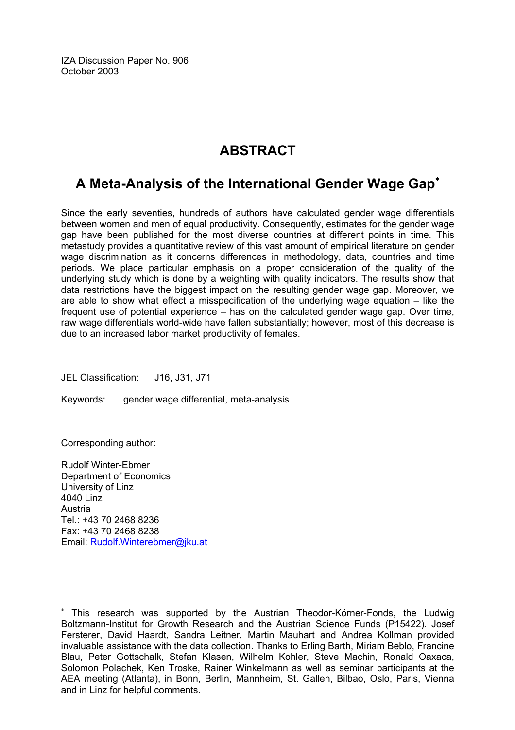IZA Discussion Paper No. 906
October 2003

# ABSTRACT

## A Meta-Analysis of the International Gender Wage Gap*

Since the early seventies, hundreds of authors have calculated gender wage differentials between women and men of equal productivity. Consequently, estimates for the gender wage gap have been published for the most diverse countries at different points in time. This metastudy provides a quantitative review of this vast amount of empirical literature on gender wage discrimination as it concerns differences in methodology, data, countries and time periods. We place particular emphasis on a proper consideration of the quality of the underlying study which is done by a weighting with quality indicators. The results show that data restrictions have the biggest impact on the resulting gender wage gap. Moreover, we are able to show what effect a misspecification of the underlying wage equation – like the frequent use of potential experience – has on the calculated gender wage gap. Over time, raw wage differentials world-wide have fallen substantially; however, most of this decrease is due to an increased labor market productivity of females.

JEL Classification: J16, J31, J71

Keywords: gender wage differential, meta-analysis

Corresponding author:

Rudolf Winter-Ebmer
Department of Economics
University of Linz
4040 Linz
Austria
Tel.: +43 70 2468 8236
Fax: +43 70 2468 8238
Email: Rudolf.Winterebmer@jku.at

---

* This research was supported by the Austrian Theodor-Körner-Fonds, the Ludwig Boltzmann-Institut for Growth Research and the Austrian Science Funds (P15422). Josef Fersterer, David Haardt, Sandra Leitner, Martin Mauhart and Andrea Kollman provided invaluable assistance with the data collection. Thanks to Erling Barth, Miriam Beblo, Francine Blau, Peter Gottschalk, Stefan Klasen, Wilhelm Kohler, Steve Machin, Ronald Oaxaca, Solomon Polachek, Ken Troske, Rainer Winkelmann as well as seminar participants at the AEA meeting (Atlanta), in Bonn, Berlin, Mannheim, St. Gallen, Bilbao, Oslo, Paris, Vienna and in Linz for helpful comments.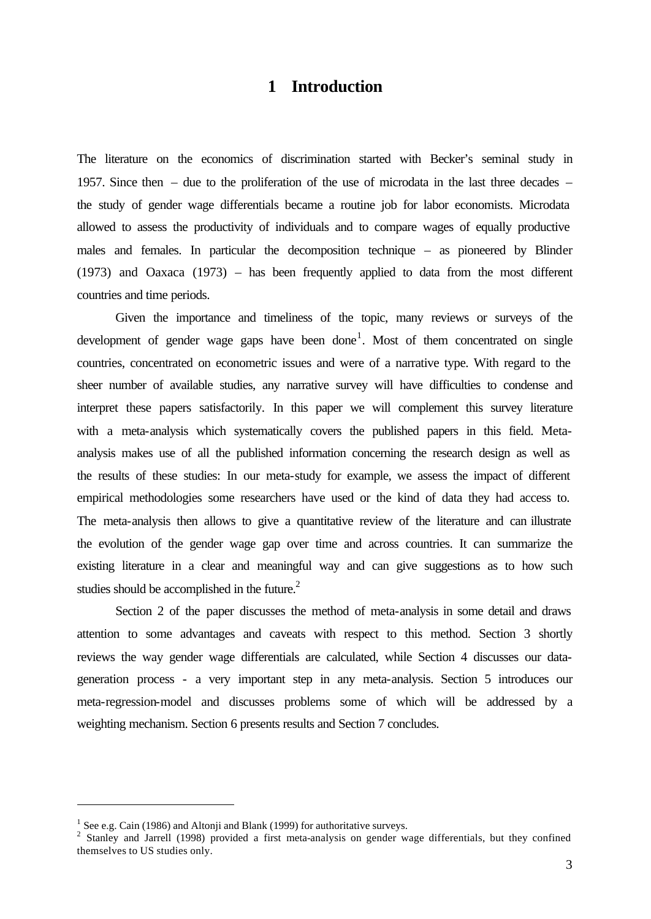# 1 Introduction

The literature on the economics of discrimination started with Becker's seminal study in 1957. Since then – due to the proliferation of the use of microdata in the last three decades – the study of gender wage differentials became a routine job for labor economists. Microdata allowed to assess the productivity of individuals and to compare wages of equally productive males and females. In particular the decomposition technique – as pioneered by Blinder (1973) and Oaxaca (1973) – has been frequently applied to data from the most different countries and time periods.

Given the importance and timeliness of the topic, many reviews or surveys of the development of gender wage gaps have been done[1]. Most of them concentrated on single countries, concentrated on econometric issues and were of a narrative type. With regard to the sheer number of available studies, any narrative survey will have difficulties to condense and interpret these papers satisfactorily. In this paper we will complement this survey literature with a meta-analysis which systematically covers the published papers in this field. Meta-analysis makes use of all the published information concerning the research design as well as the results of these studies: In our meta-study for example, we assess the impact of different empirical methodologies some researchers have used or the kind of data they had access to. The meta-analysis then allows to give a quantitative review of the literature and can illustrate the evolution of the gender wage gap over time and across countries. It can summarize the existing literature in a clear and meaningful way and can give suggestions as to how such studies should be accomplished in the future.[2]

Section 2 of the paper discusses the method of meta-analysis in some detail and draws attention to some advantages and caveats with respect to this method. Section 3 shortly reviews the way gender wage differentials are calculated, while Section 4 discusses our data-generation process - a very important step in any meta-analysis. Section 5 introduces our meta-regression-model and discusses problems some of which will be addressed by a weighting mechanism. Section 6 presents results and Section 7 concludes.

---

[1] See e.g. Cain (1986) and Altonji and Blank (1999) for authoritative surveys.

[2] Stanley and Jarrell (1998) provided a first meta-analysis on gender wage differentials, but they confined themselves to US studies only.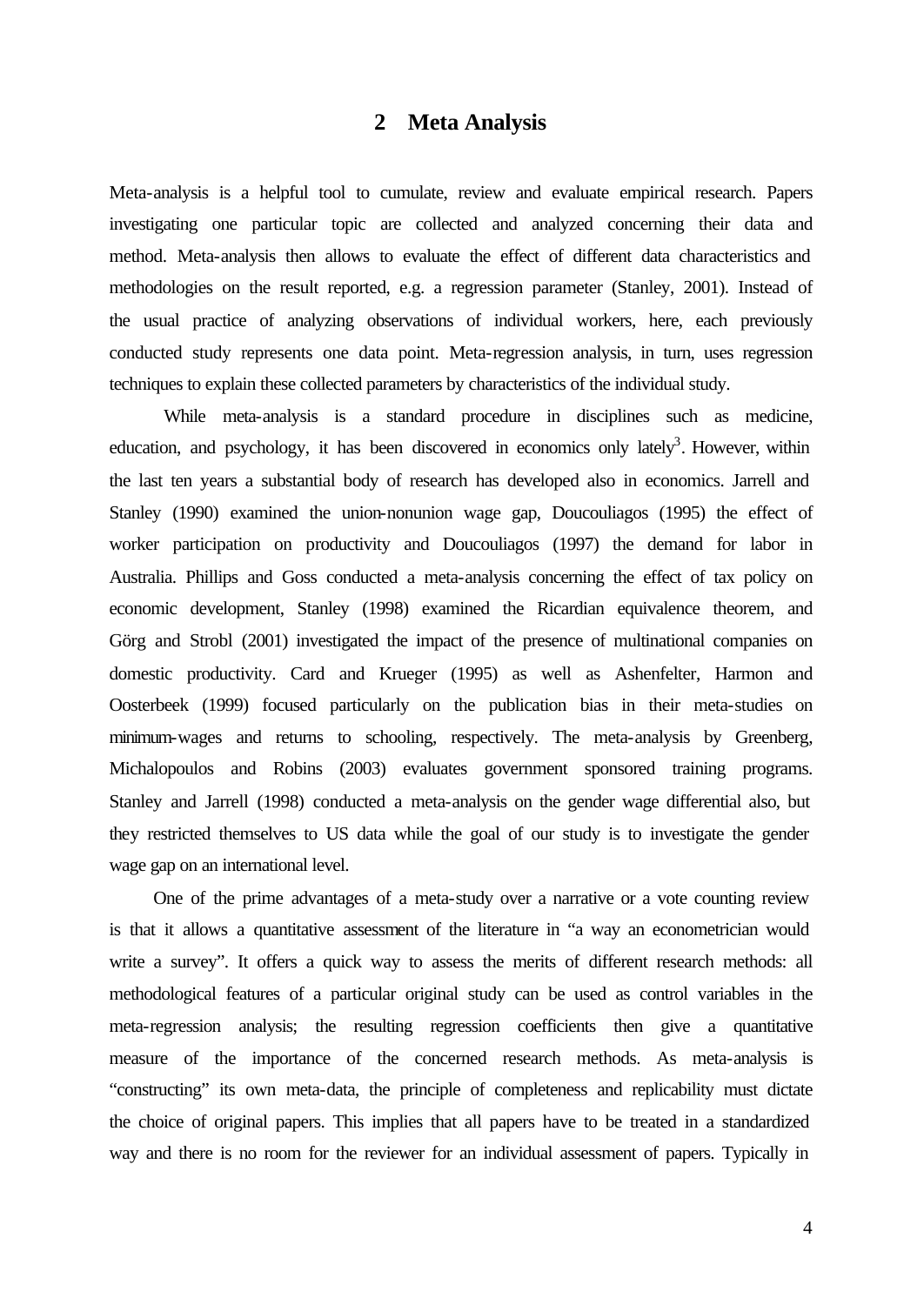## 2 Meta Analysis

Meta-analysis is a helpful tool to cumulate, review and evaluate empirical research. Papers investigating one particular topic are collected and analyzed concerning their data and method. Meta-analysis then allows to evaluate the effect of different data characteristics and methodologies on the result reported, e.g. a regression parameter (Stanley, 2001). Instead of the usual practice of analyzing observations of individual workers, here, each previously conducted study represents one data point. Meta-regression analysis, in turn, uses regression techniques to explain these collected parameters by characteristics of the individual study.

While meta-analysis is a standard procedure in disciplines such as medicine, education, and psychology, it has been discovered in economics only lately[3]. However, within the last ten years a substantial body of research has developed also in economics. Jarrell and Stanley (1990) examined the union-nonunion wage gap, Doucouliagos (1995) the effect of worker participation on productivity and Doucouliagos (1997) the demand for labor in Australia. Phillips and Goss conducted a meta-analysis concerning the effect of tax policy on economic development, Stanley (1998) examined the Ricardian equivalence theorem, and Görg and Strobl (2001) investigated the impact of the presence of multinational companies on domestic productivity. Card and Krueger (1995) as well as Ashenfelter, Harmon and Oosterbeek (1999) focused particularly on the publication bias in their meta-studies on minimum-wages and returns to schooling, respectively. The meta-analysis by Greenberg, Michalopoulos and Robins (2003) evaluates government sponsored training programs. Stanley and Jarrell (1998) conducted a meta-analysis on the gender wage differential also, but they restricted themselves to US data while the goal of our study is to investigate the gender wage gap on an international level.

One of the prime advantages of a meta-study over a narrative or a vote counting review is that it allows a quantitative assessment of the literature in "a way an econometrician would write a survey". It offers a quick way to assess the merits of different research methods: all methodological features of a particular original study can be used as control variables in the meta-regression analysis; the resulting regression coefficients then give a quantitative measure of the importance of the concerned research methods. As meta-analysis is "constructing" its own meta-data, the principle of completeness and replicability must dictate the choice of original papers. This implies that all papers have to be treated in a standardized way and there is no room for the reviewer for an individual assessment of papers. Typically in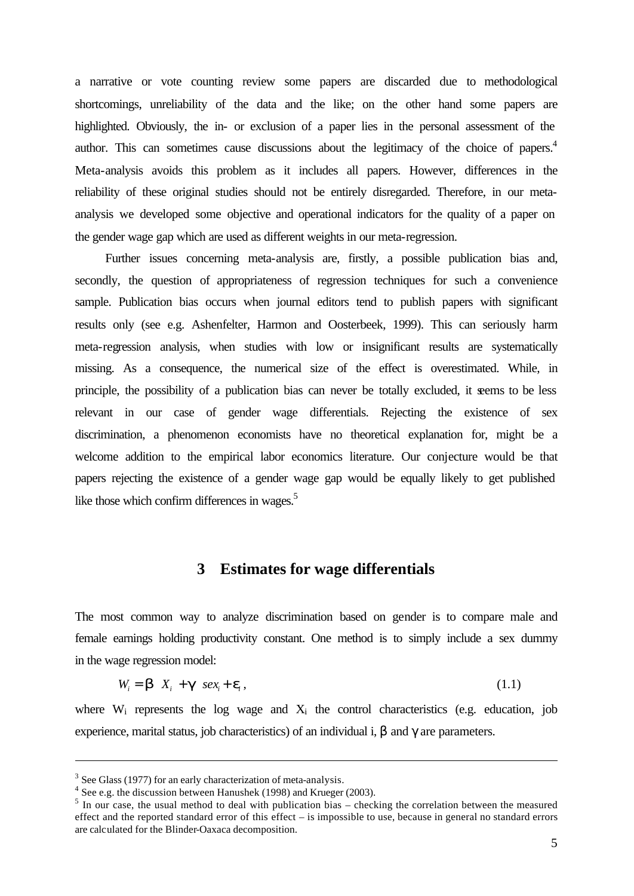a narrative or vote counting review some papers are discarded due to methodological shortcomings, unreliability of the data and the like; on the other hand some papers are highlighted. Obviously, the in- or exclusion of a paper lies in the personal assessment of the author. This can sometimes cause discussions about the legitimacy of the choice of papers.[4] Meta-analysis avoids this problem as it includes all papers. However, differences in the reliability of these original studies should not be entirely disregarded. Therefore, in our meta-analysis we developed some objective and operational indicators for the quality of a paper on the gender wage gap which are used as different weights in our meta-regression.

Further issues concerning meta-analysis are, firstly, a possible publication bias and, secondly, the question of appropriateness of regression techniques for such a convenience sample. Publication bias occurs when journal editors tend to publish papers with significant results only (see e.g. Ashenfelter, Harmon and Oosterbeek, 1999). This can seriously harm meta-regression analysis, when studies with low or insignificant results are systematically missing. As a consequence, the numerical size of the effect is overestimated. While, in principle, the possibility of a publication bias can never be totally excluded, it seems to be less relevant in our case of gender wage differentials. Rejecting the existence of sex discrimination, a phenomenon economists have no theoretical explanation for, might be a welcome addition to the empirical labor economics literature. Our conjecture would be that papers rejecting the existence of a gender wage gap would be equally likely to get published like those which confirm differences in wages.[5]

## 3 Estimates for wage differentials

The most common way to analyze discrimination based on gender is to compare male and female earnings holding productivity constant. One method is to simply include a sex dummy in the wage regression model:

$$W_i = \beta X_i + \gamma sex_i + \varepsilon_i , \qquad (1.1)$$

where $W_i$ represents the log wage and $X_i$ the control characteristics (e.g. education, job experience, marital status, job characteristics) of an individual i, $\beta$ and $\gamma$ are parameters.

---

[3] See Glass (1977) for an early characterization of meta-analysis.

[4] See e.g. the discussion between Hanushek (1998) and Krueger (2003).

[5] In our case, the usual method to deal with publication bias – checking the correlation between the measured effect and the reported standard error of this effect – is impossible to use, because in general no standard errors are calculated for the Blinder-Oaxaca decomposition.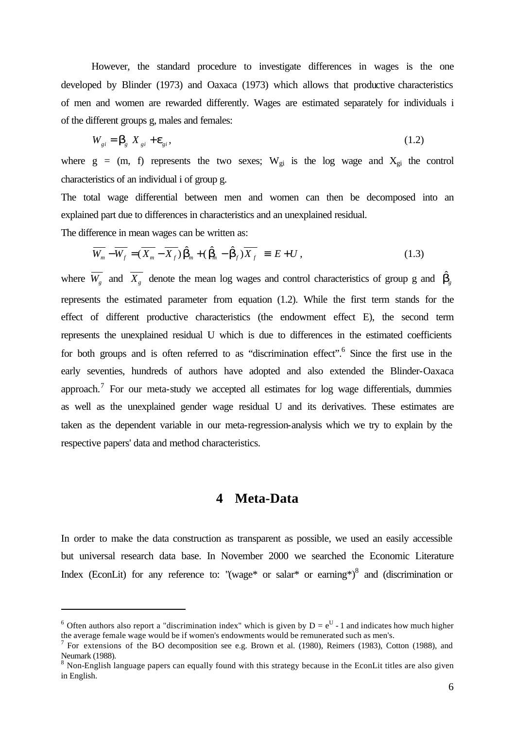However, the standard procedure to investigate differences in wages is the one developed by Blinder (1973) and Oaxaca (1973) which allows that productive characteristics of men and women are rewarded differently. Wages are estimated separately for individuals i of the different groups g, males and females:

$$W_{gi} = \beta_g X_{gi} + \varepsilon_{gi}, \tag{1.2}$$

where g = (m, f) represents the two sexes; $W_{gi}$ is the log wage and $X_{gi}$ the control characteristics of an individual i of group g.

The total wage differential between men and women can then be decomposed into an explained part due to differences in characteristics and an unexplained residual.

The difference in mean wages can be written as:

$$\overline{W_m} - \overline{W_f} = (\overline{X_m} - \overline{X_f})\hat{\beta}_m + (\hat{\beta}_m - \hat{\beta}_f)\overline{X_f} \equiv E + U, \tag{1.3}$$

where $\overline{W_g}$ and $\overline{X_g}$ denote the mean log wages and control characteristics of group g and $\hat{\beta}_g$ represents the estimated parameter from equation (1.2). While the first term stands for the effect of different productive characteristics (the endowment effect E), the second term represents the unexplained residual U which is due to differences in the estimated coefficients for both groups and is often referred to as "discrimination effect".[6] Since the first use in the early seventies, hundreds of authors have adopted and also extended the Blinder-Oaxaca approach.[7] For our meta-study we accepted all estimates for log wage differentials, dummies as well as the unexplained gender wage residual U and its derivatives. These estimates are taken as the dependent variable in our meta-regression-analysis which we try to explain by the respective papers' data and method characteristics.

# 4 Meta-Data

In order to make the data construction as transparent as possible, we used an easily accessible but universal research data base. In November 2000 we searched the Economic Literature Index (EconLit) for any reference to: "(wage* or salar* or earning*)[8] and (discrimination or

---

[6] Often authors also report a "discrimination index" which is given by $D = e^U - 1$ and indicates how much higher the average female wage would be if women's endowments would be remunerated such as men's.

[7] For extensions of the B-O decomposition see e.g. Brown et al. (1980), Reimers (1983), Cotton (1988), and Neumark (1988).

[8] Non-English language papers can equally found with this strategy because in the EconLit titles are also given in English.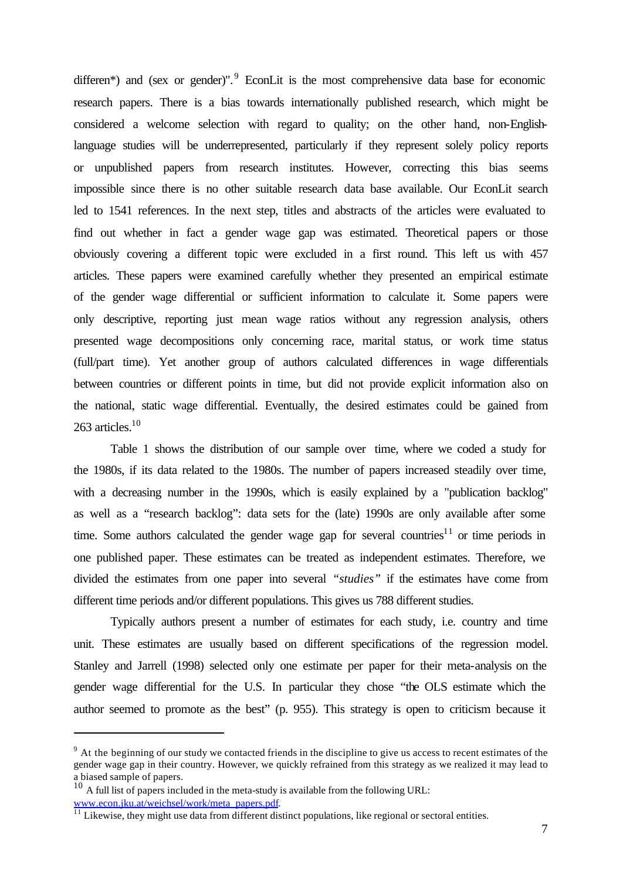differen*) and (sex or gender)".[9] EconLit is the most comprehensive data base for economic research papers. There is a bias towards internationally published research, which might be considered a welcome selection with regard to quality; on the other hand, non-English-language studies will be underrepresented, particularly if they represent solely policy reports or unpublished papers from research institutes. However, correcting this bias seems impossible since there is no other suitable research data base available. Our EconLit search led to 1541 references. In the next step, titles and abstracts of the articles were evaluated to find out whether in fact a gender wage gap was estimated. Theoretical papers or those obviously covering a different topic were excluded in a first round. This left us with 457 articles. These papers were examined carefully whether they presented an empirical estimate of the gender wage differential or sufficient information to calculate it. Some papers were only descriptive, reporting just mean wage ratios without any regression analysis, others presented wage decompositions only concerning race, marital status, or work time status (full/part time). Yet another group of authors calculated differences in wage differentials between countries or different points in time, but did not provide explicit information also on the national, static wage differential. Eventually, the desired estimates could be gained from 263 articles.[10]

Table 1 shows the distribution of our sample over time, where we coded a study for the 1980s, if its data related to the 1980s. The number of papers increased steadily over time, with a decreasing number in the 1990s, which is easily explained by a "publication backlog" as well as a “research backlog”: data sets for the (late) 1990s are only available after some time. Some authors calculated the gender wage gap for several countries[11] or time periods in one published paper. These estimates can be treated as independent estimates. Therefore, we divided the estimates from one paper into several *“studies”* if the estimates have come from different time periods and/or different populations. This gives us 788 different studies.

Typically authors present a number of estimates for each study, i.e. country and time unit. These estimates are usually based on different specifications of the regression model. Stanley and Jarrell (1998) selected only one estimate per paper for their meta-analysis on the gender wage differential for the U.S. In particular they chose “the OLS estimate which the author seemed to promote as the best” (p. 955). This strategy is open to criticism because it

[9] At the beginning of our study we contacted friends in the discipline to give us access to recent estimates of the gender wage gap in their country. However, we quickly refrained from this strategy as we realized it may lead to a biased sample of papers.

[10] A full list of papers included in the meta-study is available from the following URL: www.econ.jku.at/weichsel/work/meta_papers.pdf.

[11] Likewise, they might use data from different distinct populations, like regional or sectoral entities.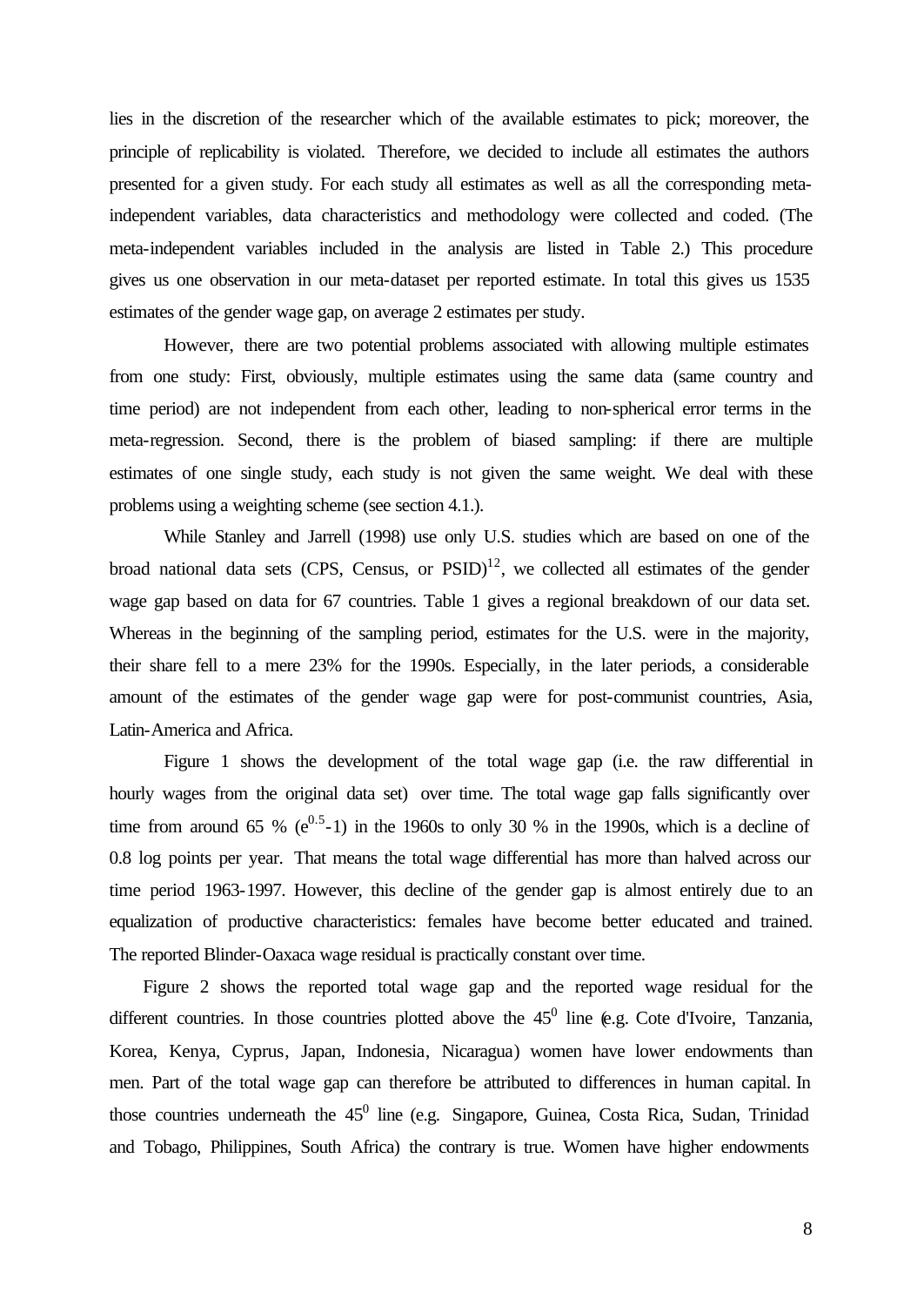lies in the discretion of the researcher which of the available estimates to pick; moreover, the principle of replicability is violated. Therefore, we decided to include all estimates the authors presented for a given study. For each study all estimates as well as all the corresponding meta-independent variables, data characteristics and methodology were collected and coded. (The meta-independent variables included in the analysis are listed in Table 2.) This procedure gives us one observation in our meta-dataset per reported estimate. In total this gives us 1535 estimates of the gender wage gap, on average 2 estimates per study.

However, there are two potential problems associated with allowing multiple estimates from one study: First, obviously, multiple estimates using the same data (same country and time period) are not independent from each other, leading to non-spherical error terms in the meta-regression. Second, there is the problem of biased sampling: if there are multiple estimates of one single study, each study is not given the same weight. We deal with these problems using a weighting scheme (see section 4.1.).

While Stanley and Jarrell (1998) use only U.S. studies which are based on one of the broad national data sets (CPS, Census, or PSID)[12], we collected all estimates of the gender wage gap based on data for 67 countries. Table 1 gives a regional breakdown of our data set. Whereas in the beginning of the sampling period, estimates for the U.S. were in the majority, their share fell to a mere 23% for the 1990s. Especially, in the later periods, a considerable amount of the estimates of the gender wage gap were for post-communist countries, Asia, Latin-America and Africa.

Figure 1 shows the development of the total wage gap (i.e. the raw differential in hourly wages from the original data set) over time. The total wage gap falls significantly over time from around 65 % ($e^{0.5}$-1) in the 1960s to only 30 % in the 1990s, which is a decline of 0.8 log points per year. That means the total wage differential has more than halved across our time period 1963-1997. However, this decline of the gender gap is almost entirely due to an equalization of productive characteristics: females have become better educated and trained. The reported Blinder-Oaxaca wage residual is practically constant over time.

Figure 2 shows the reported total wage gap and the reported wage residual for the different countries. In those countries plotted above the $45^0$ line (e.g. Cote d'Ivoire, Tanzania, Korea, Kenya, Cyprus, Japan, Indonesia, Nicaragua) women have lower endowments than men. Part of the total wage gap can therefore be attributed to differences in human capital. In those countries underneath the $45^0$ line (e.g. Singapore, Guinea, Costa Rica, Sudan, Trinidad and Tobago, Philippines, South Africa) the contrary is true. Women have higher endowments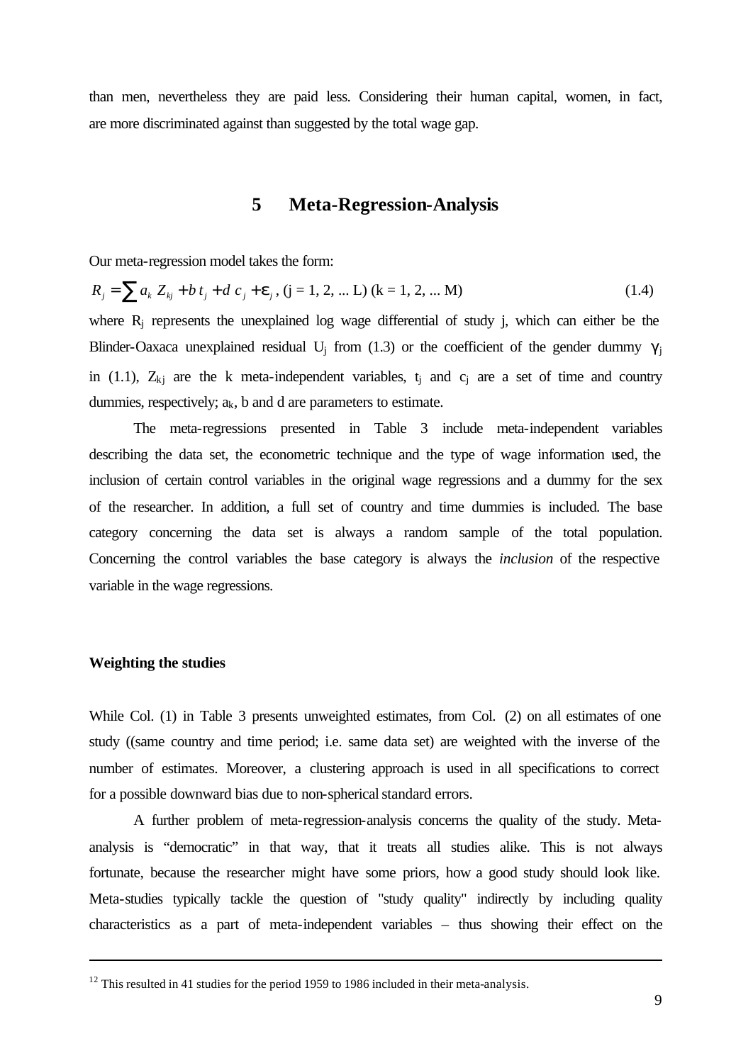than men, nevertheless they are paid less. Considering their human capital, women, in fact, are more discriminated against than suggested by the total wage gap.

## 5 Meta-Regression-Analysis

Our meta-regression model takes the form:

$$R_j = \sum a_k \, Z_{kj} + b \, t_j + d \, c_j + \varepsilon_j \text{, (j = 1, 2, ... L) (k = 1, 2, ... M)} \tag{1.4}$$

where $R_j$ represents the unexplained log wage differential of study j, which can either be the Blinder-Oaxaca unexplained residual $U_j$ from (1.3) or the coefficient of the gender dummy $\gamma_j$ in (1.1), $Z_{kj}$ are the k meta-independent variables, $t_j$ and $c_j$ are a set of time and country dummies, respectively; $a_k$, b and d are parameters to estimate.

The meta-regressions presented in Table 3 include meta-independent variables describing the data set, the econometric technique and the type of wage information used, the inclusion of certain control variables in the original wage regressions and a dummy for the sex of the researcher. In addition, a full set of country and time dummies is included. The base category concerning the data set is always a random sample of the total population. Concerning the control variables the base category is always the *inclusion* of the respective variable in the wage regressions.

### Weighting the studies

While Col. (1) in Table 3 presents unweighted estimates, from Col. (2) on all estimates of one study ((same country and time period; i.e. same data set) are weighted with the inverse of the number of estimates. Moreover, a clustering approach is used in all specifications to correct for a possible downward bias due to non-spherical standard errors.

A further problem of meta-regression-analysis concerns the quality of the study. Meta-analysis is "democratic" in that way, that it treats all studies alike. This is not always fortunate, because the researcher might have some priors, how a good study should look like. Meta-studies typically tackle the question of "study quality" indirectly by including quality characteristics as a part of meta-independent variables – thus showing their effect on the

[12] This resulted in 41 studies for the period 1959 to 1986 included in their meta-analysis.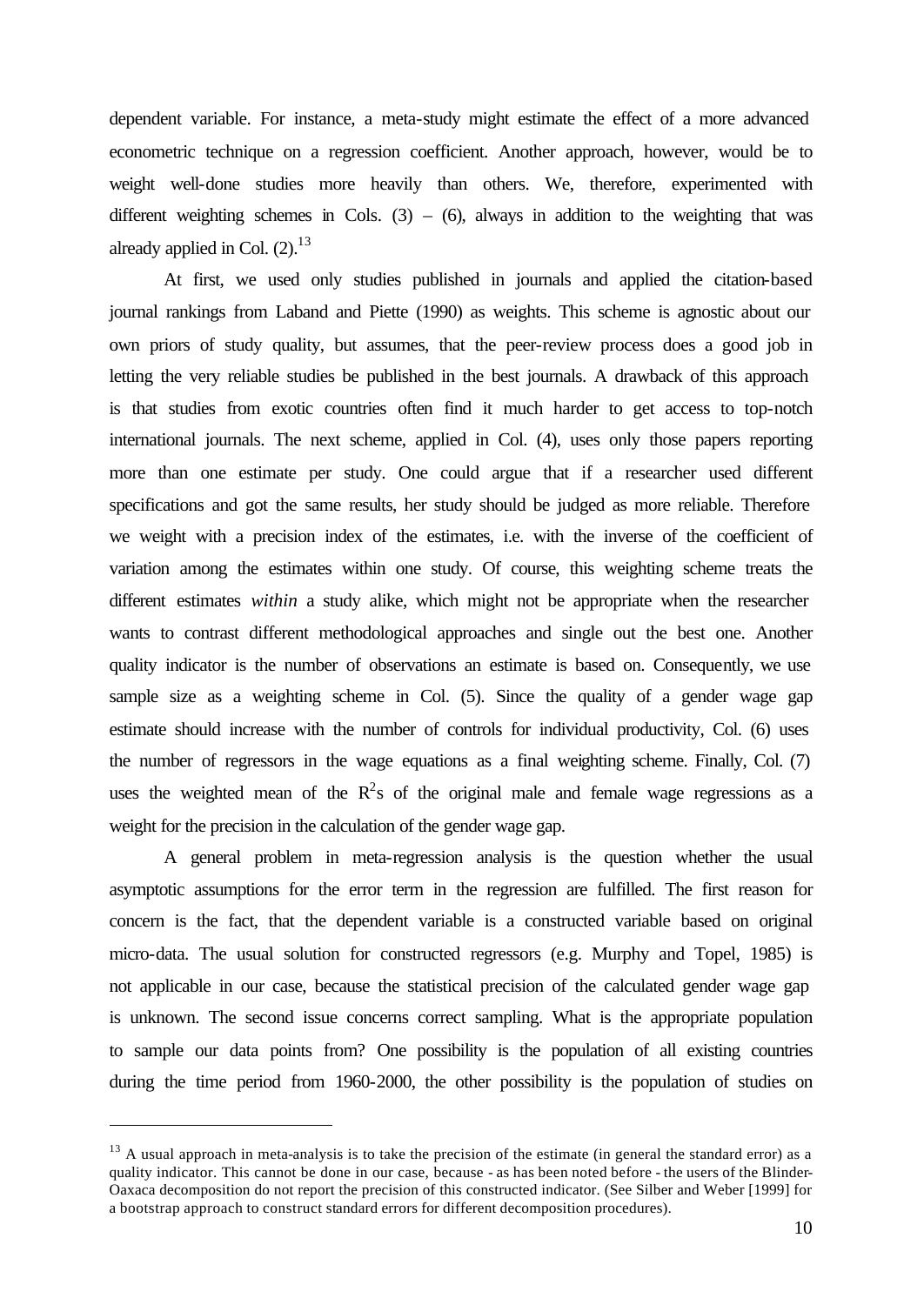dependent variable. For instance, a meta-study might estimate the effect of a more advanced econometric technique on a regression coefficient. Another approach, however, would be to weight well-done studies more heavily than others. We, therefore, experimented with different weighting schemes in Cols. (3) – (6), always in addition to the weighting that was already applied in Col. (2).[13]

At first, we used only studies published in journals and applied the citation-based journal rankings from Laband and Piette (1990) as weights. This scheme is agnostic about our own priors of study quality, but assumes, that the peer-review process does a good job in letting the very reliable studies be published in the best journals. A drawback of this approach is that studies from exotic countries often find it much harder to get access to top-notch international journals. The next scheme, applied in Col. (4), uses only those papers reporting more than one estimate per study. One could argue that if a researcher used different specifications and got the same results, her study should be judged as more reliable. Therefore we weight with a precision index of the estimates, i.e. with the inverse of the coefficient of variation among the estimates within one study. Of course, this weighting scheme treats the different estimates *within* a study alike, which might not be appropriate when the researcher wants to contrast different methodological approaches and single out the best one. Another quality indicator is the number of observations an estimate is based on. Consequently, we use sample size as a weighting scheme in Col. (5). Since the quality of a gender wage gap estimate should increase with the number of controls for individual productivity, Col. (6) uses the number of regressors in the wage equations as a final weighting scheme. Finally, Col. (7) uses the weighted mean of the $R^2$s of the original male and female wage regressions as a weight for the precision in the calculation of the gender wage gap.

A general problem in meta-regression analysis is the question whether the usual asymptotic assumptions for the error term in the regression are fulfilled. The first reason for concern is the fact, that the dependent variable is a constructed variable based on original micro-data. The usual solution for constructed regressors (e.g. Murphy and Topel, 1985) is not applicable in our case, because the statistical precision of the calculated gender wage gap is unknown. The second issue concerns correct sampling. What is the appropriate population to sample our data points from? One possibility is the population of all existing countries during the time period from 1960-2000, the other possibility is the population of studies on

---

[13] A usual approach in meta-analysis is to take the precision of the estimate (in general the standard error) as a quality indicator. This cannot be done in our case, because - as has been noted before - the users of the Blinder-Oaxaca decomposition do not report the precision of this constructed indicator. (See Silber and Weber [1999] for a bootstrap approach to construct standard errors for different decomposition procedures).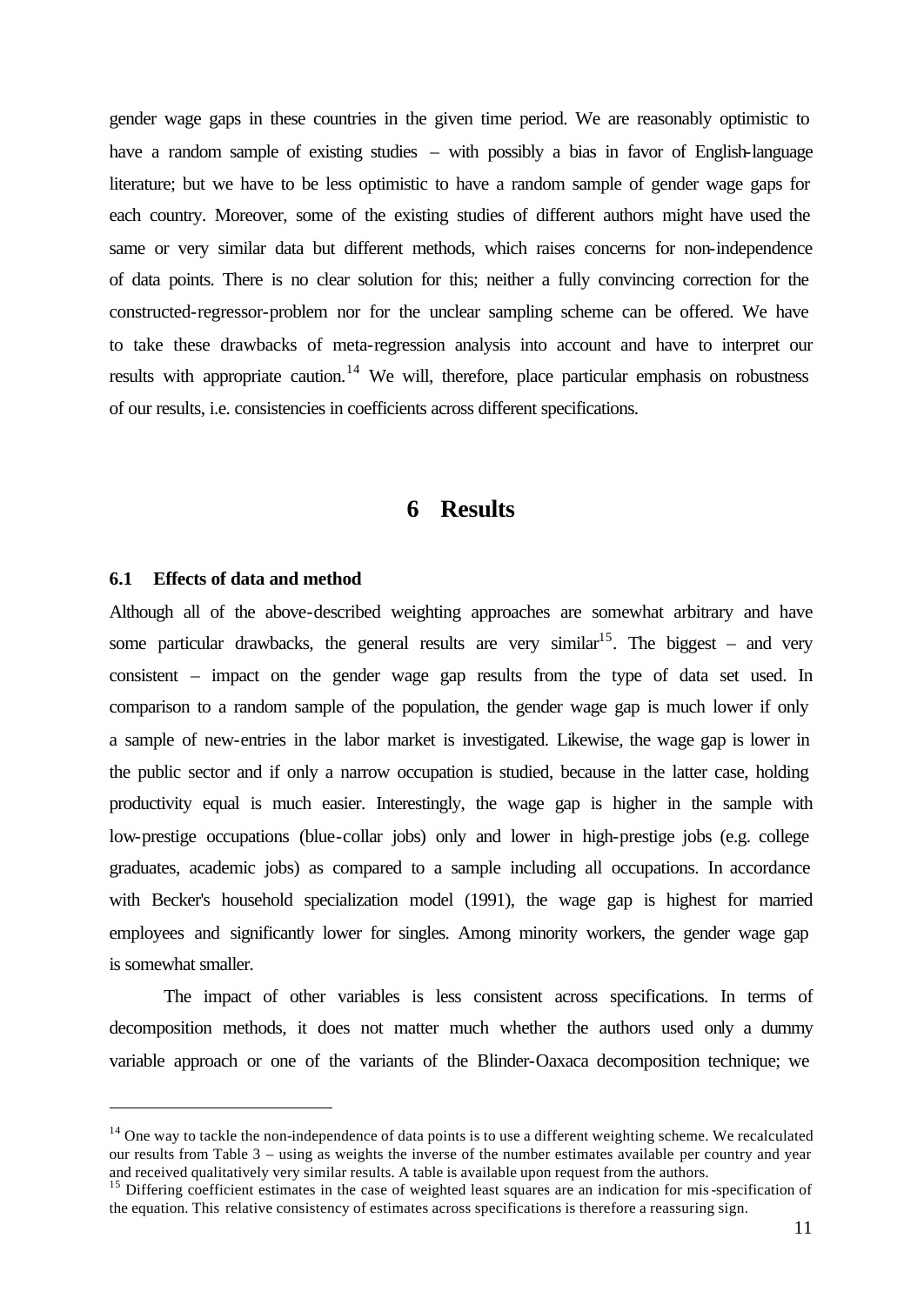gender wage gaps in these countries in the given time period. We are reasonably optimistic to have a random sample of existing studies – with possibly a bias in favor of English-language literature; but we have to be less optimistic to have a random sample of gender wage gaps for each country. Moreover, some of the existing studies of different authors might have used the same or very similar data but different methods, which raises concerns for non-independence of data points. There is no clear solution for this; neither a fully convincing correction for the constructed-regressor-problem nor for the unclear sampling scheme can be offered. We have to take these drawbacks of meta-regression analysis into account and have to interpret our results with appropriate caution.[14] We will, therefore, place particular emphasis on robustness of our results, i.e. consistencies in coefficients across different specifications.

# 6 Results

### 6.1 Effects of data and method

Although all of the above-described weighting approaches are somewhat arbitrary and have some particular drawbacks, the general results are very similar[15]. The biggest – and very consistent – impact on the gender wage gap results from the type of data set used. In comparison to a random sample of the population, the gender wage gap is much lower if only a sample of new-entries in the labor market is investigated. Likewise, the wage gap is lower in the public sector and if only a narrow occupation is studied, because in the latter case, holding productivity equal is much easier. Interestingly, the wage gap is higher in the sample with low-prestige occupations (blue-collar jobs) only and lower in high-prestige jobs (e.g. college graduates, academic jobs) as compared to a sample including all occupations. In accordance with Becker's household specialization model (1991), the wage gap is highest for married employees and significantly lower for singles. Among minority workers, the gender wage gap is somewhat smaller.

The impact of other variables is less consistent across specifications. In terms of decomposition methods, it does not matter much whether the authors used only a dummy variable approach or one of the variants of the Blinder-Oaxaca decomposition technique; we

---

[14] One way to tackle the non-independence of data points is to use a different weighting scheme. We recalculated our results from Table 3 – using as weights the inverse of the number estimates available per country and year and received qualitatively very similar results. A table is available upon request from the authors.

[15] Differing coefficient estimates in the case of weighted least squares are an indication for mis-specification of the equation. This relative consistency of estimates across specifications is therefore a reassuring sign.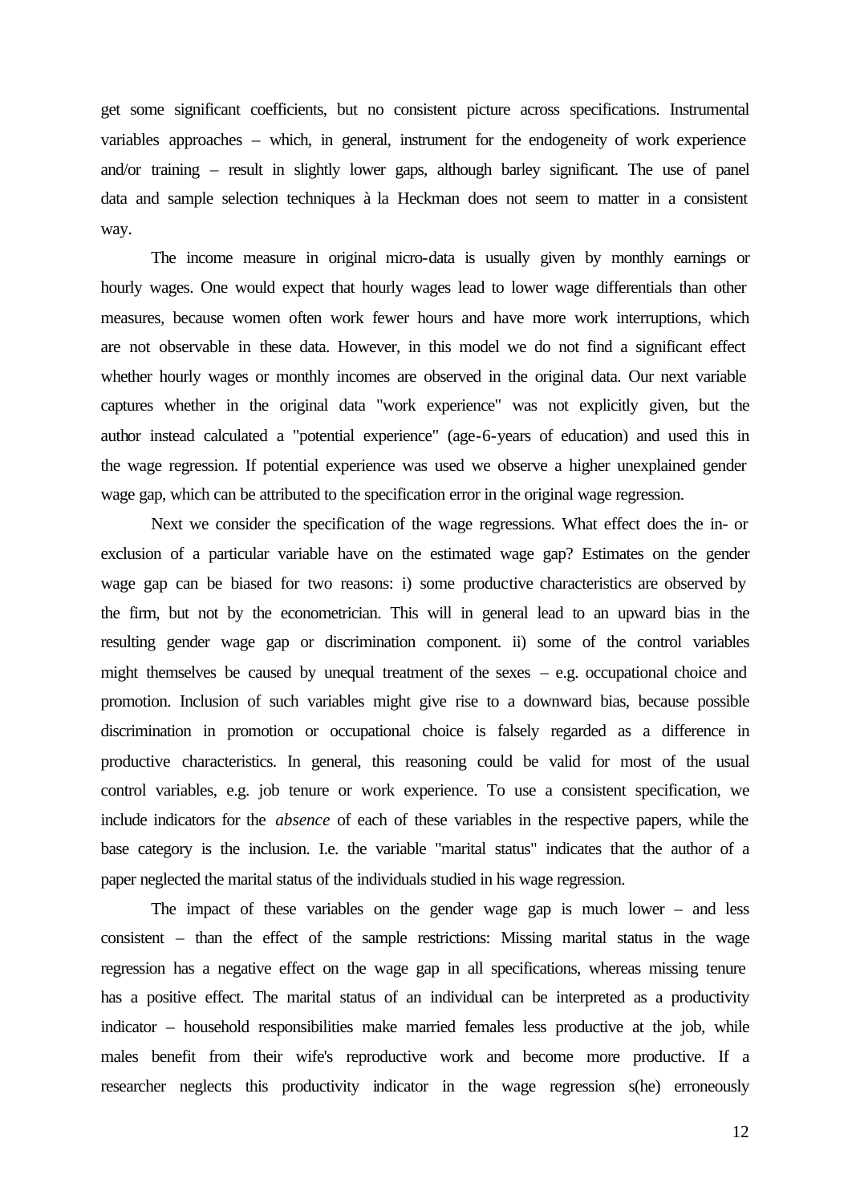get some significant coefficients, but no consistent picture across specifications. Instrumental variables approaches – which, in general, instrument for the endogeneity of work experience and/or training – result in slightly lower gaps, although barley significant. The use of panel data and sample selection techniques à la Heckman does not seem to matter in a consistent way.

The income measure in original micro-data is usually given by monthly earnings or hourly wages. One would expect that hourly wages lead to lower wage differentials than other measures, because women often work fewer hours and have more work interruptions, which are not observable in these data. However, in this model we do not find a significant effect whether hourly wages or monthly incomes are observed in the original data. Our next variable captures whether in the original data "work experience" was not explicitly given, but the author instead calculated a "potential experience" (age-6-years of education) and used this in the wage regression. If potential experience was used we observe a higher unexplained gender wage gap, which can be attributed to the specification error in the original wage regression.

Next we consider the specification of the wage regressions. What effect does the in- or exclusion of a particular variable have on the estimated wage gap? Estimates on the gender wage gap can be biased for two reasons: i) some productive characteristics are observed by the firm, but not by the econometrician. This will in general lead to an upward bias in the resulting gender wage gap or discrimination component. ii) some of the control variables might themselves be caused by unequal treatment of the sexes – e.g. occupational choice and promotion. Inclusion of such variables might give rise to a downward bias, because possible discrimination in promotion or occupational choice is falsely regarded as a difference in productive characteristics. In general, this reasoning could be valid for most of the usual control variables, e.g. job tenure or work experience. To use a consistent specification, we include indicators for the *absence* of each of these variables in the respective papers, while the base category is the inclusion. I.e. the variable "marital status" indicates that the author of a paper neglected the marital status of the individuals studied in his wage regression.

The impact of these variables on the gender wage gap is much lower – and less consistent – than the effect of the sample restrictions: Missing marital status in the wage regression has a negative effect on the wage gap in all specifications, whereas missing tenure has a positive effect. The marital status of an individual can be interpreted as a productivity indicator – household responsibilities make married females less productive at the job, while males benefit from their wife's reproductive work and become more productive. If a researcher neglects this productivity indicator in the wage regression s(he) erroneously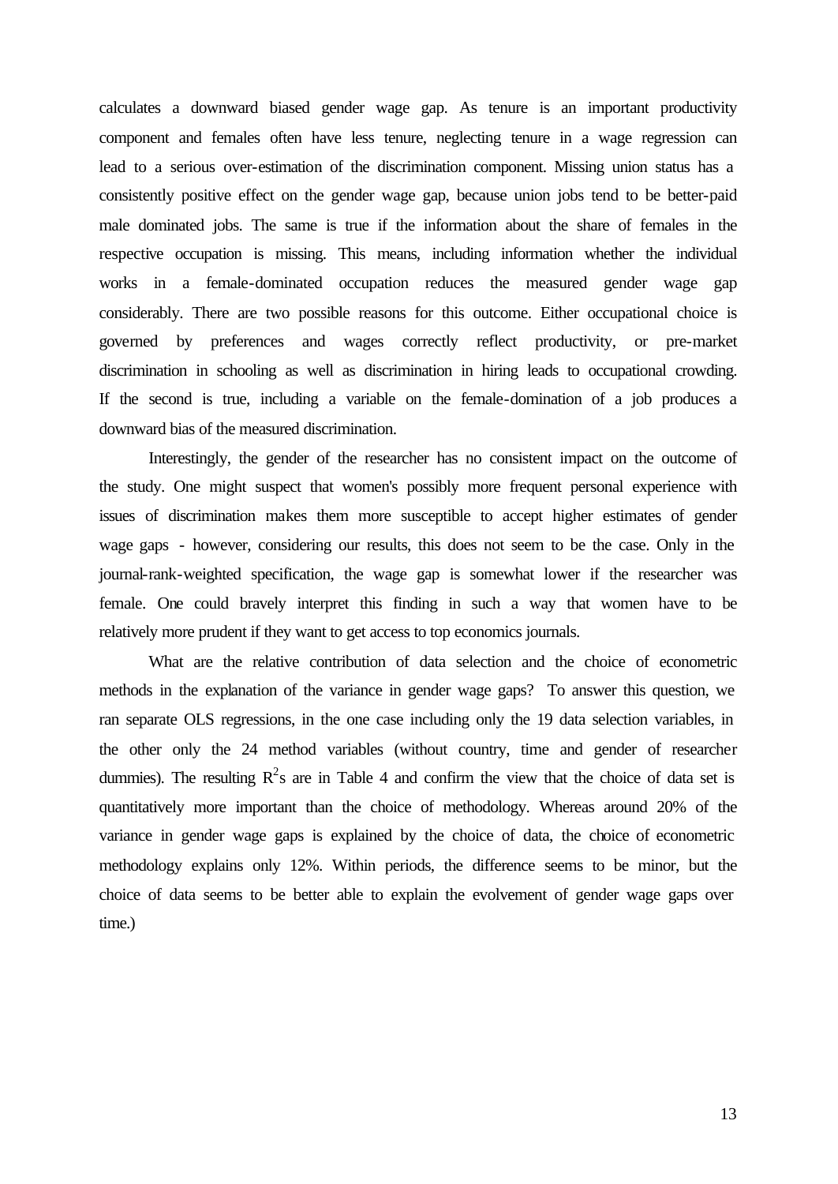calculates a downward biased gender wage gap. As tenure is an important productivity component and females often have less tenure, neglecting tenure in a wage regression can lead to a serious over-estimation of the discrimination component. Missing union status has a consistently positive effect on the gender wage gap, because union jobs tend to be better-paid male dominated jobs. The same is true if the information about the share of females in the respective occupation is missing. This means, including information whether the individual works in a female-dominated occupation reduces the measured gender wage gap considerably. There are two possible reasons for this outcome. Either occupational choice is governed by preferences and wages correctly reflect productivity, or pre-market discrimination in schooling as well as discrimination in hiring leads to occupational crowding. If the second is true, including a variable on the female-domination of a job produces a downward bias of the measured discrimination.

Interestingly, the gender of the researcher has no consistent impact on the outcome of the study. One might suspect that women's possibly more frequent personal experience with issues of discrimination makes them more susceptible to accept higher estimates of gender wage gaps - however, considering our results, this does not seem to be the case. Only in the journal-rank-weighted specification, the wage gap is somewhat lower if the researcher was female. One could bravely interpret this finding in such a way that women have to be relatively more prudent if they want to get access to top economics journals.

What are the relative contribution of data selection and the choice of econometric methods in the explanation of the variance in gender wage gaps? To answer this question, we ran separate OLS regressions, in the one case including only the 19 data selection variables, in the other only the 24 method variables (without country, time and gender of researcher dummies). The resulting $R^2$s are in Table 4 and confirm the view that the choice of data set is quantitatively more important than the choice of methodology. Whereas around 20% of the variance in gender wage gaps is explained by the choice of data, the choice of econometric methodology explains only 12%. Within periods, the difference seems to be minor, but the choice of data seems to be better able to explain the evolvement of gender wage gaps over time.)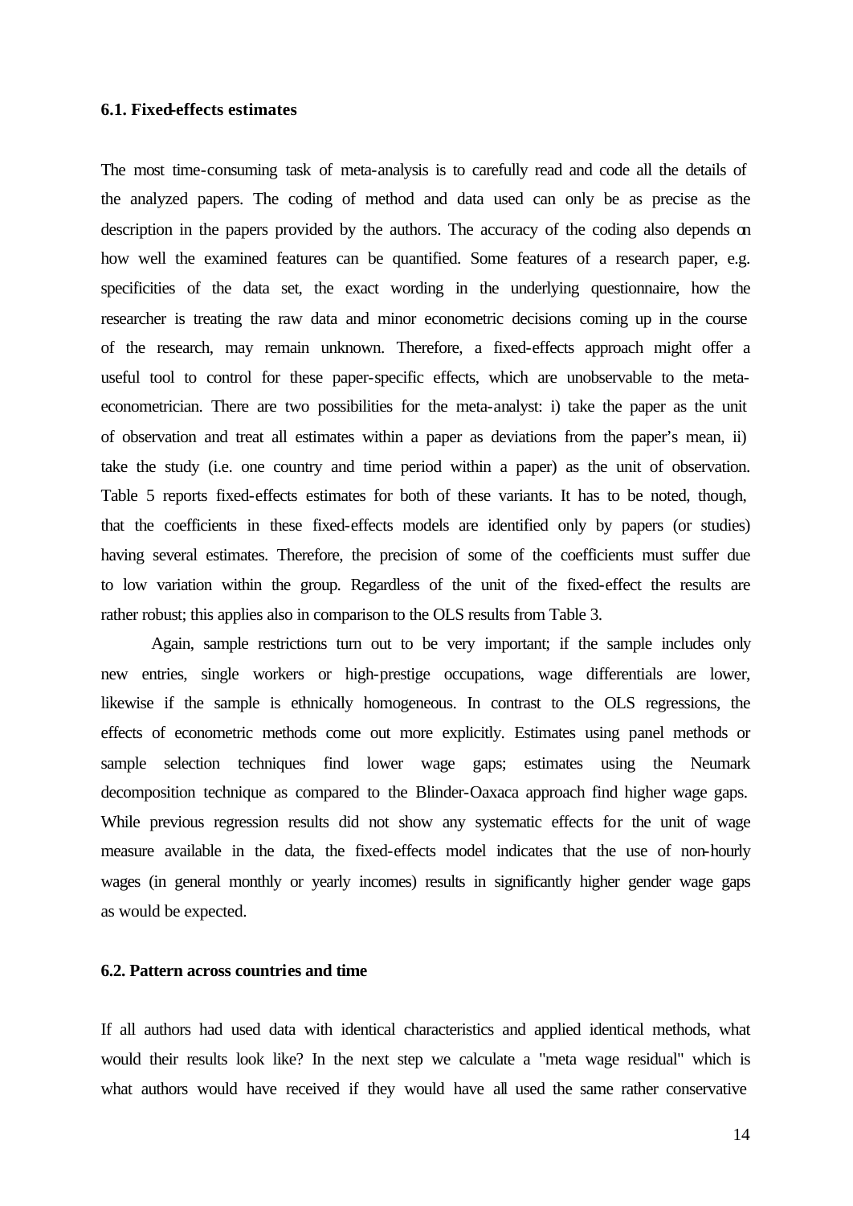### 6.1. Fixed-effects estimates

The most time-consuming task of meta-analysis is to carefully read and code all the details of the analyzed papers. The coding of method and data used can only be as precise as the description in the papers provided by the authors. The accuracy of the coding also depends on how well the examined features can be quantified. Some features of a research paper, e.g. specificities of the data set, the exact wording in the underlying questionnaire, how the researcher is treating the raw data and minor econometric decisions coming up in the course of the research, may remain unknown. Therefore, a fixed-effects approach might offer a useful tool to control for these paper-specific effects, which are unobservable to the meta-econometrician. There are two possibilities for the meta-analyst: i) take the paper as the unit of observation and treat all estimates within a paper as deviations from the paper's mean, ii) take the study (i.e. one country and time period within a paper) as the unit of observation. Table 5 reports fixed-effects estimates for both of these variants. It has to be noted, though, that the coefficients in these fixed-effects models are identified only by papers (or studies) having several estimates. Therefore, the precision of some of the coefficients must suffer due to low variation within the group. Regardless of the unit of the fixed-effect the results are rather robust; this applies also in comparison to the OLS results from Table 3.

Again, sample restrictions turn out to be very important; if the sample includes only new entries, single workers or high-prestige occupations, wage differentials are lower, likewise if the sample is ethnically homogeneous. In contrast to the OLS regressions, the effects of econometric methods come out more explicitly. Estimates using panel methods or sample selection techniques find lower wage gaps; estimates using the Neumark decomposition technique as compared to the Blinder-Oaxaca approach find higher wage gaps. While previous regression results did not show any systematic effects for the unit of wage measure available in the data, the fixed-effects model indicates that the use of non-hourly wages (in general monthly or yearly incomes) results in significantly higher gender wage gaps as would be expected.

### 6.2. Pattern across countries and time

If all authors had used data with identical characteristics and applied identical methods, what would their results look like? In the next step we calculate a "meta wage residual" which is what authors would have received if they would have all used the same rather conservative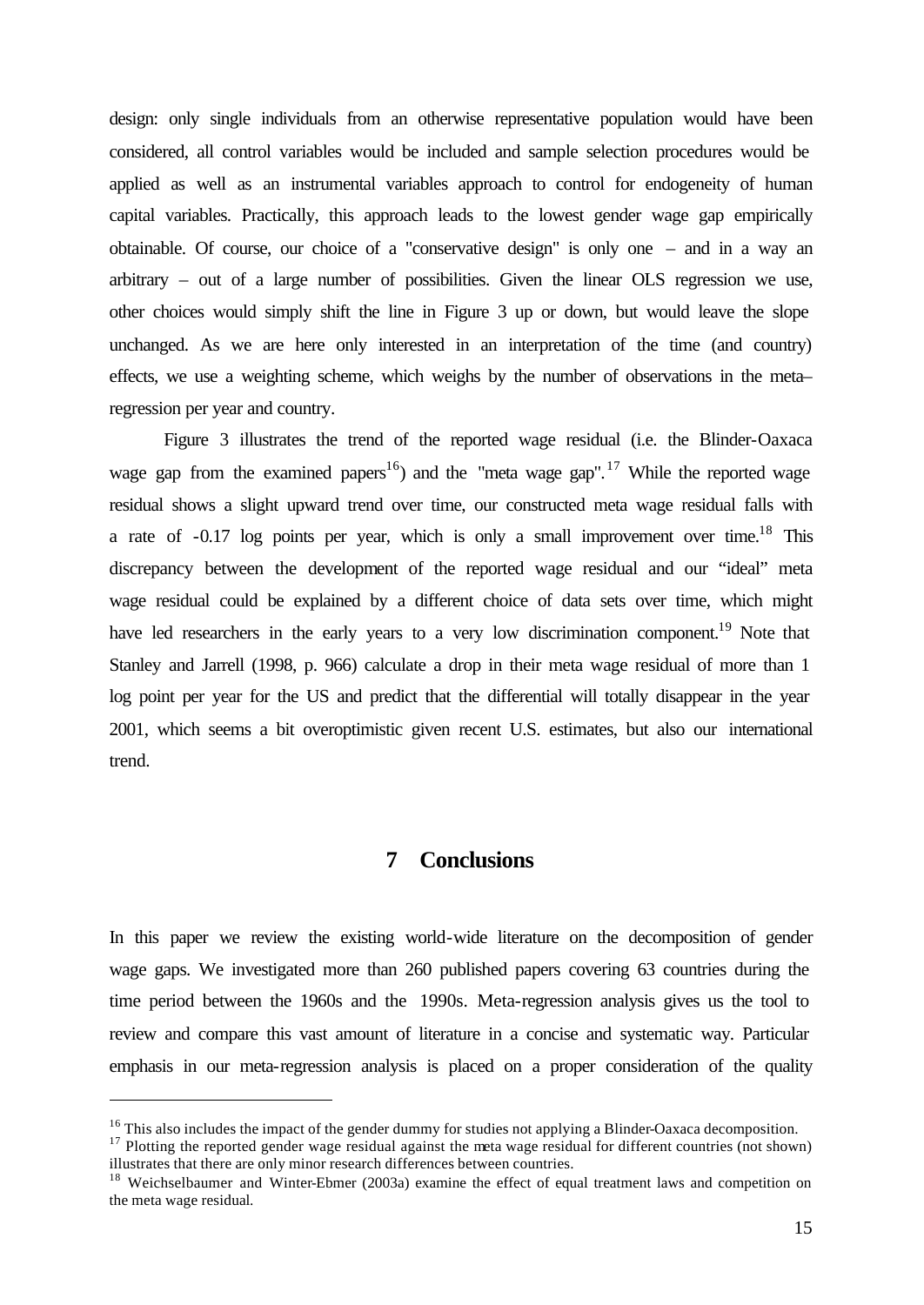design: only single individuals from an otherwise representative population would have been considered, all control variables would be included and sample selection procedures would be applied as well as an instrumental variables approach to control for endogeneity of human capital variables. Practically, this approach leads to the lowest gender wage gap empirically obtainable. Of course, our choice of a "conservative design" is only one – and in a way an arbitrary – out of a large number of possibilities. Given the linear OLS regression we use, other choices would simply shift the line in Figure 3 up or down, but would leave the slope unchanged. As we are here only interested in an interpretation of the time (and country) effects, we use a weighting scheme, which weighs by the number of observations in the meta–regression per year and country.

Figure 3 illustrates the trend of the reported wage residual (i.e. the Blinder-Oaxaca wage gap from the examined papers[16]) and the "meta wage gap".[17] While the reported wage residual shows a slight upward trend over time, our constructed meta wage residual falls with a rate of -0.17 log points per year, which is only a small improvement over time.[18] This discrepancy between the development of the reported wage residual and our "ideal" meta wage residual could be explained by a different choice of data sets over time, which might have led researchers in the early years to a very low discrimination component.[19] Note that Stanley and Jarrell (1998, p. 966) calculate a drop in their meta wage residual of more than 1 log point per year for the US and predict that the differential will totally disappear in the year 2001, which seems a bit overoptimistic given recent U.S. estimates, but also our international trend.

## 7 Conclusions

In this paper we review the existing world-wide literature on the decomposition of gender wage gaps. We investigated more than 260 published papers covering 63 countries during the time period between the 1960s and the 1990s. Meta-regression analysis gives us the tool to review and compare this vast amount of literature in a concise and systematic way. Particular emphasis in our meta-regression analysis is placed on a proper consideration of the quality

---

[16] This also includes the impact of the gender dummy for studies not applying a Blinder-Oaxaca decomposition.

[17] Plotting the reported gender wage residual against the meta wage residual for different countries (not shown) illustrates that there are only minor research differences between countries.

[18] Weichselbaumer and Winter-Ebmer (2003a) examine the effect of equal treatment laws and competition on the meta wage residual.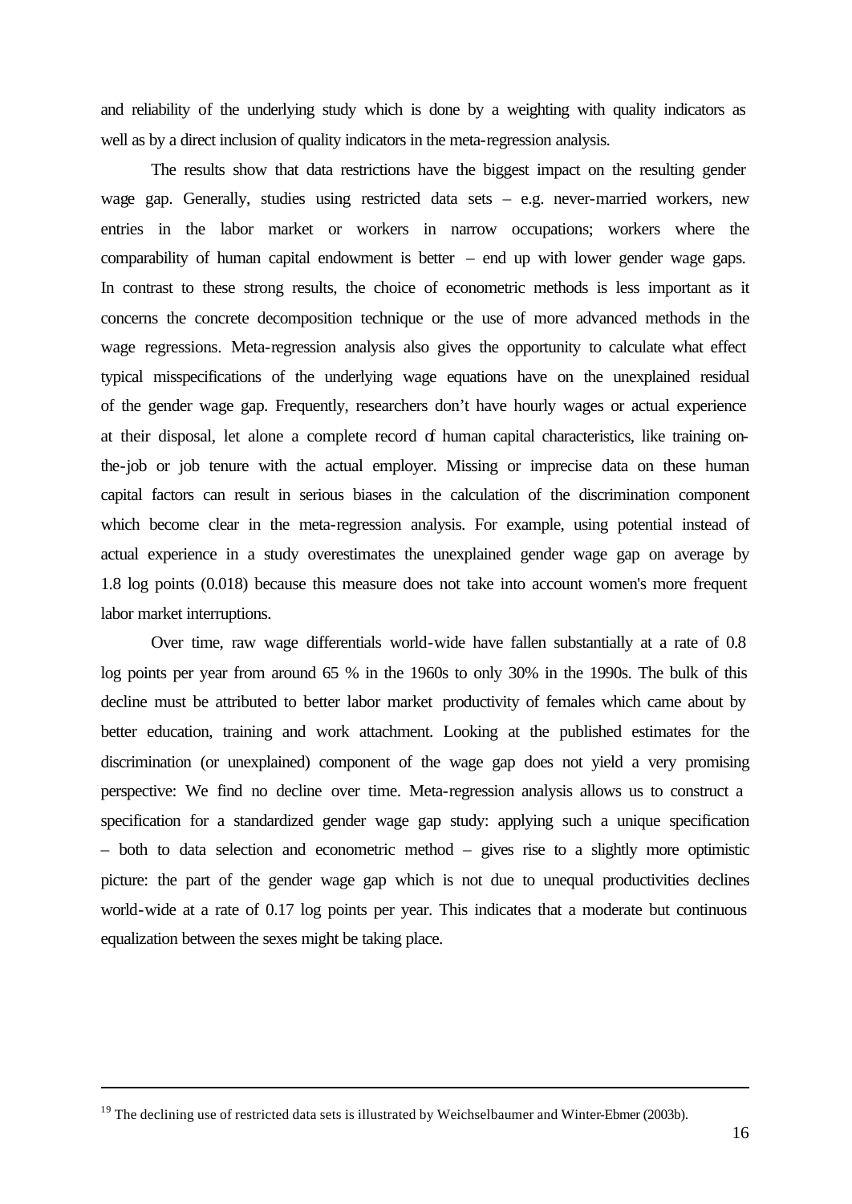and reliability of the underlying study which is done by a weighting with quality indicators as well as by a direct inclusion of quality indicators in the meta-regression analysis.

The results show that data restrictions have the biggest impact on the resulting gender wage gap. Generally, studies using restricted data sets – e.g. never-married workers, new entries in the labor market or workers in narrow occupations; workers where the comparability of human capital endowment is better – end up with lower gender wage gaps. In contrast to these strong results, the choice of econometric methods is less important as it concerns the concrete decomposition technique or the use of more advanced methods in the wage regressions. Meta-regression analysis also gives the opportunity to calculate what effect typical misspecifications of the underlying wage equations have on the unexplained residual of the gender wage gap. Frequently, researchers don't have hourly wages or actual experience at their disposal, let alone a complete record of human capital characteristics, like training on-the-job or job tenure with the actual employer. Missing or imprecise data on these human capital factors can result in serious biases in the calculation of the discrimination component which become clear in the meta-regression analysis. For example, using potential instead of actual experience in a study overestimates the unexplained gender wage gap on average by 1.8 log points (0.018) because this measure does not take into account women's more frequent labor market interruptions.

Over time, raw wage differentials world-wide have fallen substantially at a rate of 0.8 log points per year from around 65 % in the 1960s to only 30% in the 1990s. The bulk of this decline must be attributed to better labor market productivity of females which came about by better education, training and work attachment. Looking at the published estimates for the discrimination (or unexplained) component of the wage gap does not yield a very promising perspective: We find no decline over time. Meta-regression analysis allows us to construct a specification for a standardized gender wage gap study: applying such a unique specification – both to data selection and econometric method – gives rise to a slightly more optimistic picture: the part of the gender wage gap which is not due to unequal productivities declines world-wide at a rate of 0.17 log points per year. This indicates that a moderate but continuous equalization between the sexes might be taking place.

---

[19] The declining use of restricted data sets is illustrated by Weichselbaumer and Winter-Ebmer (2003b).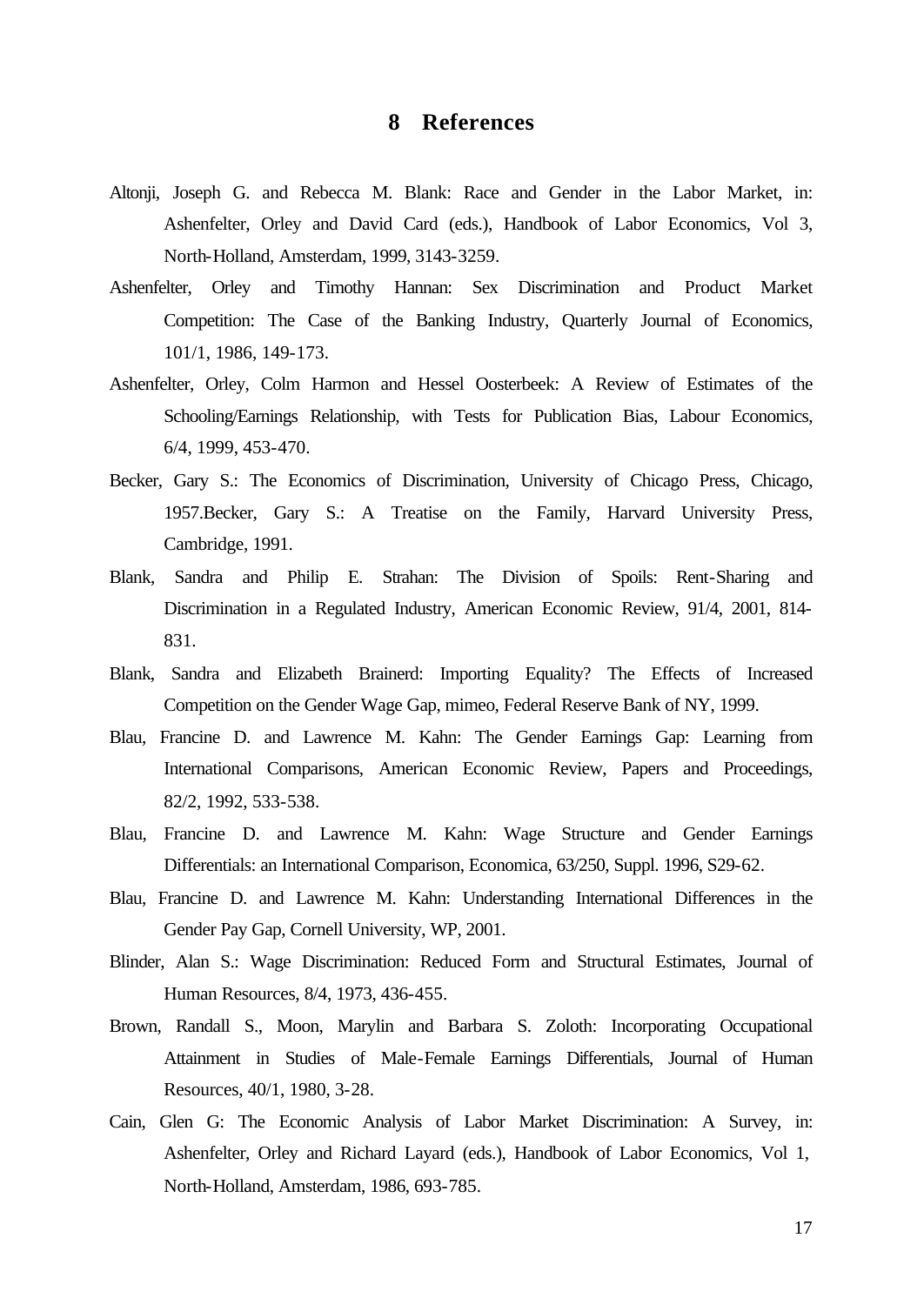# 8 References

Altonji, Joseph G. and Rebecca M. Blank: Race and Gender in the Labor Market, in: Ashenfelter, Orley and David Card (eds.), Handbook of Labor Economics, Vol 3, North-Holland, Amsterdam, 1999, 3143-3259.

Ashenfelter, Orley and Timothy Hannan: Sex Discrimination and Product Market Competition: The Case of the Banking Industry, Quarterly Journal of Economics, 101/1, 1986, 149-173.

Ashenfelter, Orley, Colm Harmon and Hessel Oosterbeek: A Review of Estimates of the Schooling/Earnings Relationship, with Tests for Publication Bias, Labour Economics, 6/4, 1999, 453-470.

Becker, Gary S.: The Economics of Discrimination, University of Chicago Press, Chicago, 1957.Becker, Gary S.: A Treatise on the Family, Harvard University Press, Cambridge, 1991.

Blank, Sandra and Philip E. Strahan: The Division of Spoils: Rent-Sharing and Discrimination in a Regulated Industry, American Economic Review, 91/4, 2001, 814-831.

Blank, Sandra and Elizabeth Brainerd: Importing Equality? The Effects of Increased Competition on the Gender Wage Gap, mimeo, Federal Reserve Bank of NY, 1999.

Blau, Francine D. and Lawrence M. Kahn: The Gender Earnings Gap: Learning from International Comparisons, American Economic Review, Papers and Proceedings, 82/2, 1992, 533-538.

Blau, Francine D. and Lawrence M. Kahn: Wage Structure and Gender Earnings Differentials: an International Comparison, Economica, 63/250, Suppl. 1996, S29-62.

Blau, Francine D. and Lawrence M. Kahn: Understanding International Differences in the Gender Pay Gap, Cornell University, WP, 2001.

Blinder, Alan S.: Wage Discrimination: Reduced Form and Structural Estimates, Journal of Human Resources, 8/4, 1973, 436-455.

Brown, Randall S., Moon, Marylin and Barbara S. Zoloth: Incorporating Occupational Attainment in Studies of Male-Female Earnings Differentials, Journal of Human Resources, 40/1, 1980, 3-28.

Cain, Glen G: The Economic Analysis of Labor Market Discrimination: A Survey, in: Ashenfelter, Orley and Richard Layard (eds.), Handbook of Labor Economics, Vol 1, North-Holland, Amsterdam, 1986, 693-785.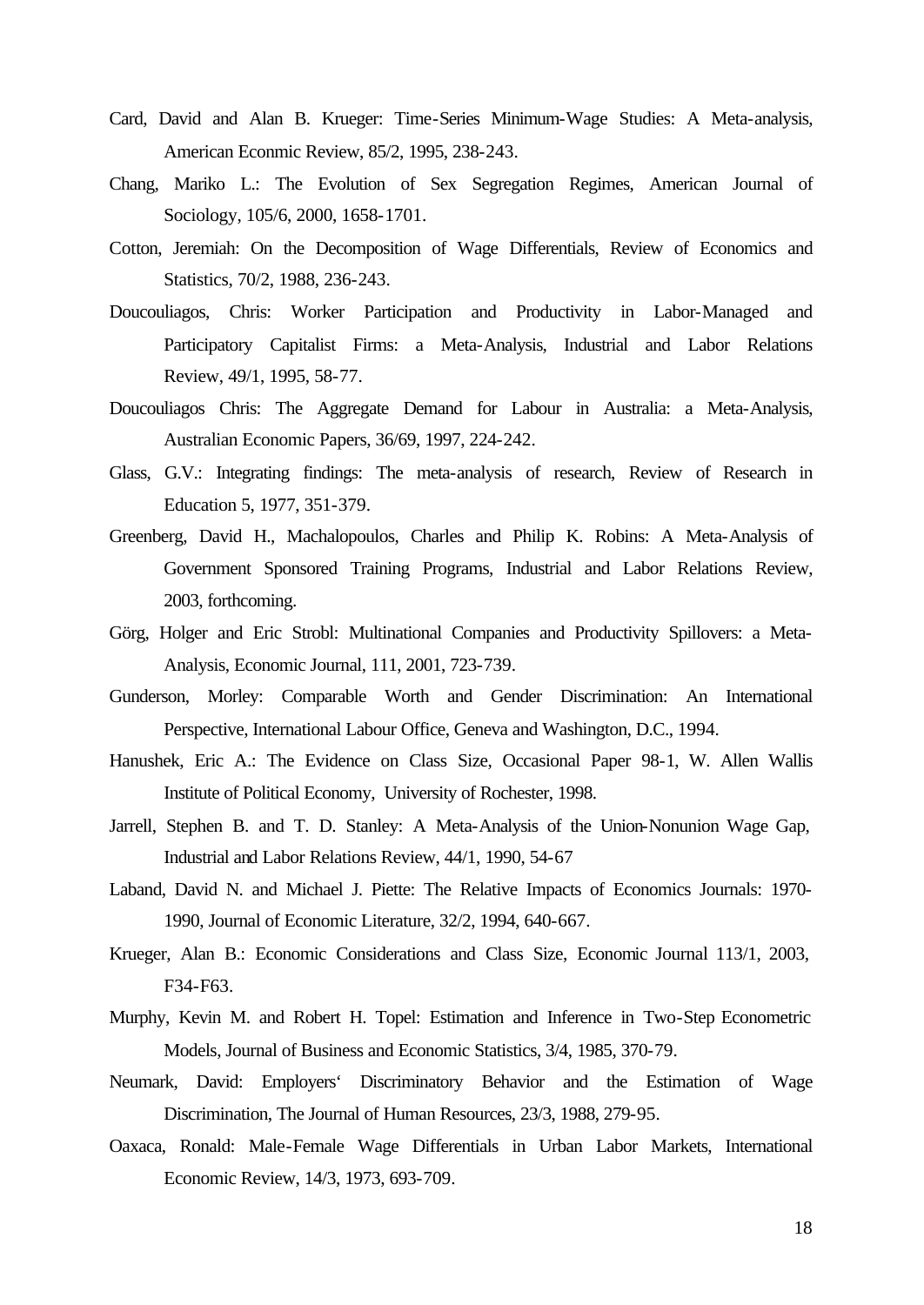Card, David and Alan B. Krueger: Time-Series Minimum-Wage Studies: A Meta-analysis, American Econmic Review, 85/2, 1995, 238-243.

Chang, Mariko L.: The Evolution of Sex Segregation Regimes, American Journal of Sociology, 105/6, 2000, 1658-1701.

Cotton, Jeremiah: On the Decomposition of Wage Differentials, Review of Economics and Statistics, 70/2, 1988, 236-243.

Doucouliagos, Chris: Worker Participation and Productivity in Labor-Managed and Participatory Capitalist Firms: a Meta-Analysis, Industrial and Labor Relations Review, 49/1, 1995, 58-77.

Doucouliagos Chris: The Aggregate Demand for Labour in Australia: a Meta-Analysis, Australian Economic Papers, 36/69, 1997, 224-242.

Glass, G.V.: Integrating findings: The meta-analysis of research, Review of Research in Education 5, 1977, 351-379.

Greenberg, David H., Machalopoulos, Charles and Philip K. Robins: A Meta-Analysis of Government Sponsored Training Programs, Industrial and Labor Relations Review, 2003, forthcoming.

Görg, Holger and Eric Strobl: Multinational Companies and Productivity Spillovers: a Meta-Analysis, Economic Journal, 111, 2001, 723-739.

Gunderson, Morley: Comparable Worth and Gender Discrimination: An International Perspective, International Labour Office, Geneva and Washington, D.C., 1994.

Hanushek, Eric A.: The Evidence on Class Size, Occasional Paper 98-1, W. Allen Wallis Institute of Political Economy, University of Rochester, 1998.

Jarrell, Stephen B. and T. D. Stanley: A Meta-Analysis of the Union-Nonunion Wage Gap, Industrial and Labor Relations Review, 44/1, 1990, 54-67

Laband, David N. and Michael J. Piette: The Relative Impacts of Economics Journals: 1970-1990, Journal of Economic Literature, 32/2, 1994, 640-667.

Krueger, Alan B.: Economic Considerations and Class Size, Economic Journal 113/1, 2003, F34-F63.

Murphy, Kevin M. and Robert H. Topel: Estimation and Inference in Two-Step Econometric Models, Journal of Business and Economic Statistics, 3/4, 1985, 370-79.

Neumark, David: Employers' Discriminatory Behavior and the Estimation of Wage Discrimination, The Journal of Human Resources, 23/3, 1988, 279-95.

Oaxaca, Ronald: Male-Female Wage Differentials in Urban Labor Markets, International Economic Review, 14/3, 1973, 693-709.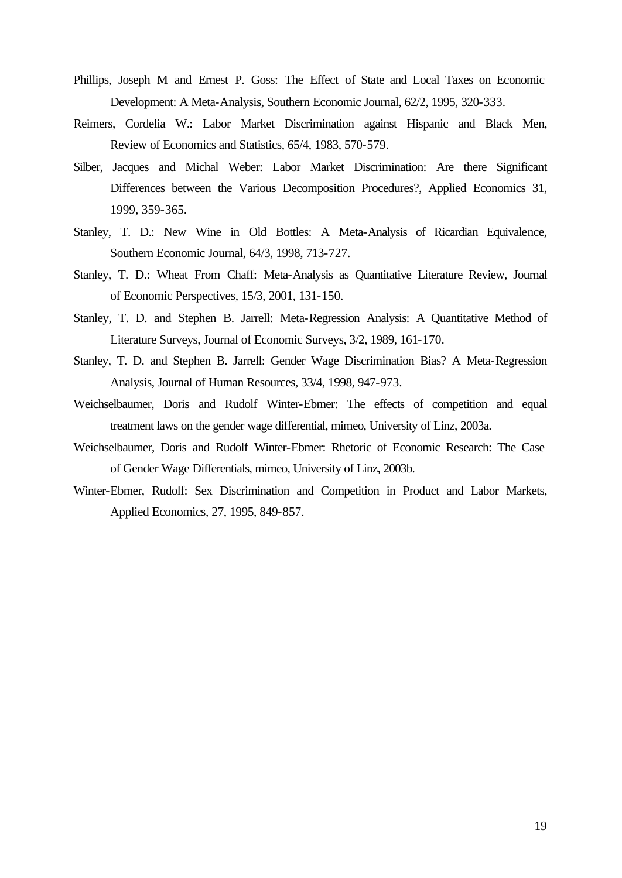Phillips, Joseph M and Ernest P. Goss: The Effect of State and Local Taxes on Economic Development: A Meta-Analysis, Southern Economic Journal, 62/2, 1995, 320-333.

Reimers, Cordelia W.: Labor Market Discrimination against Hispanic and Black Men, Review of Economics and Statistics, 65/4, 1983, 570-579.

Silber, Jacques and Michal Weber: Labor Market Discrimination: Are there Significant Differences between the Various Decomposition Procedures?, Applied Economics 31, 1999, 359-365.

Stanley, T. D.: New Wine in Old Bottles: A Meta-Analysis of Ricardian Equivalence, Southern Economic Journal, 64/3, 1998, 713-727.

Stanley, T. D.: Wheat From Chaff: Meta-Analysis as Quantitative Literature Review, Journal of Economic Perspectives, 15/3, 2001, 131-150.

Stanley, T. D. and Stephen B. Jarrell: Meta-Regression Analysis: A Quantitative Method of Literature Surveys, Journal of Economic Surveys, 3/2, 1989, 161-170.

Stanley, T. D. and Stephen B. Jarrell: Gender Wage Discrimination Bias? A Meta-Regression Analysis, Journal of Human Resources, 33/4, 1998, 947-973.

Weichselbaumer, Doris and Rudolf Winter-Ebmer: The effects of competition and equal treatment laws on the gender wage differential, mimeo, University of Linz, 2003a.

Weichselbaumer, Doris and Rudolf Winter-Ebmer: Rhetoric of Economic Research: The Case of Gender Wage Differentials, mimeo, University of Linz, 2003b.

Winter-Ebmer, Rudolf: Sex Discrimination and Competition in Product and Labor Markets, Applied Economics, 27, 1995, 849-857.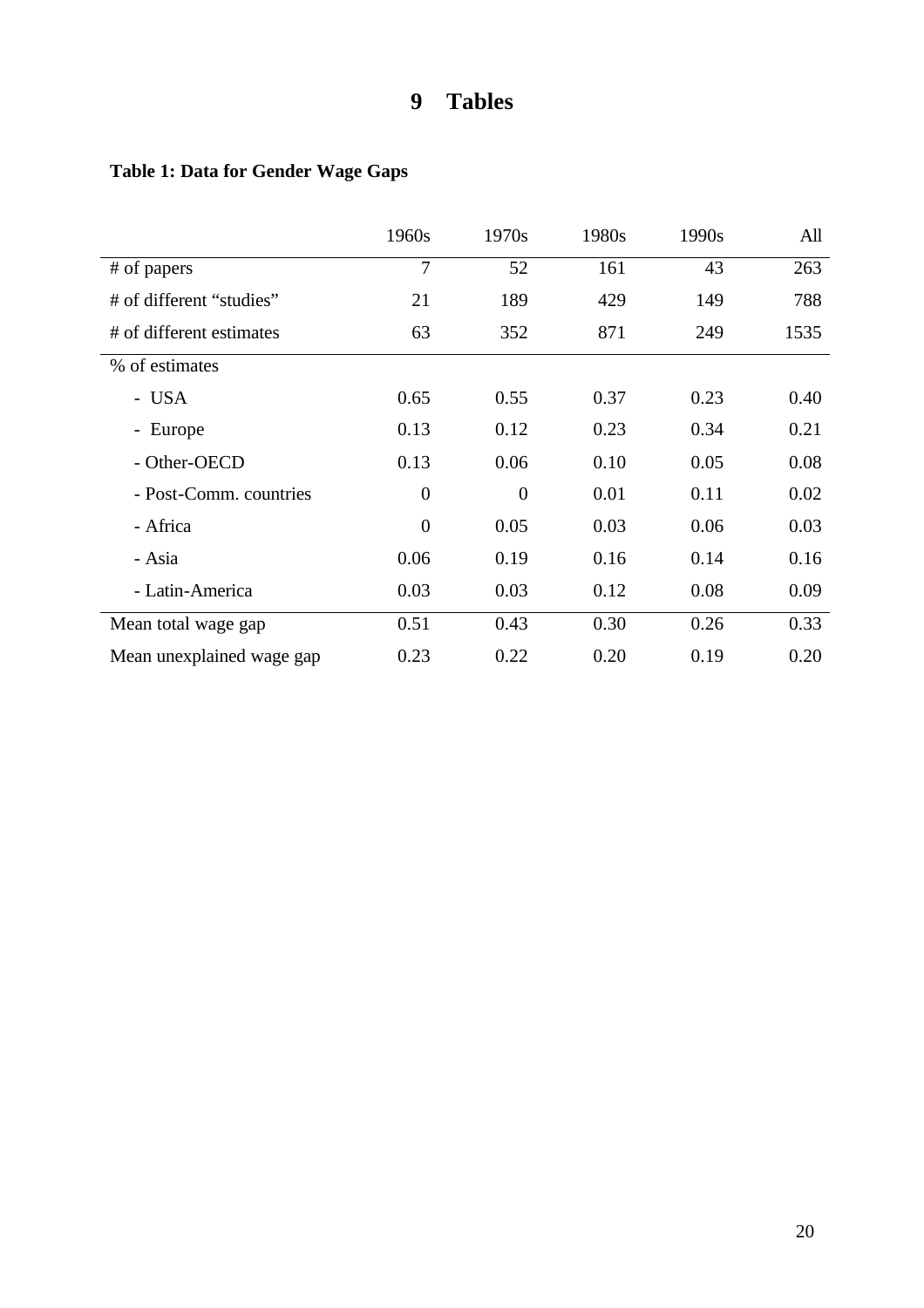# 9 Tables

**Table 1: Data for Gender Wage Gaps**

| | 1960s | 1970s | 1980s | 1990s | All |
|---|---|---|---|---|---|
| # of papers | 7 | 52 | 161 | 43 | 263 |
| # of different "studies" | 21 | 189 | 429 | 149 | 788 |
| # of different estimates | 63 | 352 | 871 | 249 | 1535 |
| % of estimates | | | | | |
| - USA | 0.65 | 0.55 | 0.37 | 0.23 | 0.40 |
| - Europe | 0.13 | 0.12 | 0.23 | 0.34 | 0.21 |
| - Other-OECD | 0.13 | 0.06 | 0.10 | 0.05 | 0.08 |
| - Post-Comm. countries | 0 | 0 | 0.01 | 0.11 | 0.02 |
| - Africa | 0 | 0.05 | 0.03 | 0.06 | 0.03 |
| - Asia | 0.06 | 0.19 | 0.16 | 0.14 | 0.16 |
| - Latin-America | 0.03 | 0.03 | 0.12 | 0.08 | 0.09 |
| Mean total wage gap | 0.51 | 0.43 | 0.30 | 0.26 | 0.33 |
| Mean unexplained wage gap | 0.23 | 0.22 | 0.20 | 0.19 | 0.20 |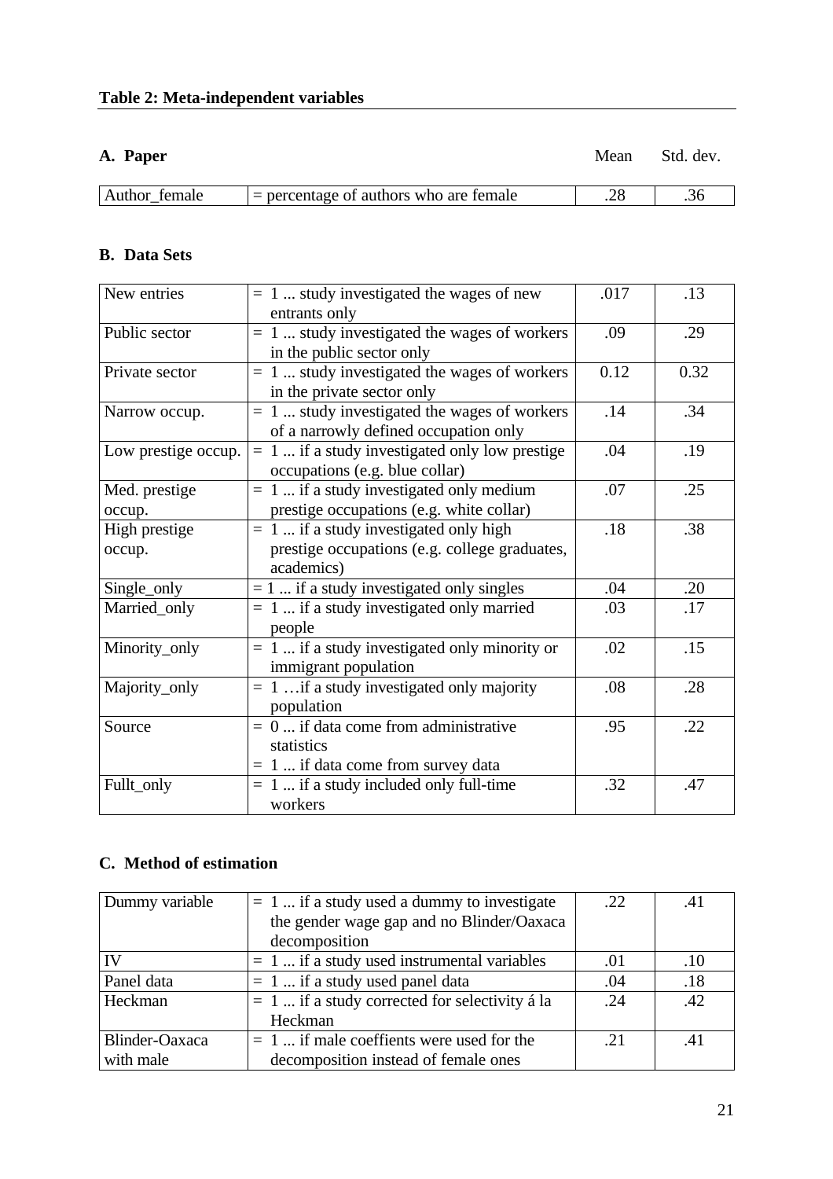**Table 2: Meta-independent variables**

**A. Paper**

| | | Mean | Std. dev. |
|---|---|---|---|
| Author_female | = percentage of authors who are female | .28 | .36 |

**B. Data Sets**

| | | | |
|---|---|---|---|
| New entries | = 1 ... study investigated the wages of new entrants only | .017 | .13 |
| Public sector | = 1 ... study investigated the wages of workers in the public sector only | .09 | .29 |
| Private sector | = 1 ... study investigated the wages of workers in the private sector only | 0.12 | 0.32 |
| Narrow occup. | = 1 ... study investigated the wages of workers of a narrowly defined occupation only | .14 | .34 |
| Low prestige occup. | = 1 ... if a study investigated only low prestige occupations (e.g. blue collar) | .04 | .19 |
| Med. prestige occup. | = 1 ... if a study investigated only medium prestige occupations (e.g. white collar) | .07 | .25 |
| High prestige occup. | = 1 ... if a study investigated only high prestige occupations (e.g. college graduates, academics) | .18 | .38 |
| Single_only | = 1 ... if a study investigated only singles | .04 | .20 |
| Married_only | = 1 ... if a study investigated only married people | .03 | .17 |
| Minority_only | = 1 ... if a study investigated only minority or immigrant population | .02 | .15 |
| Majority_only | = 1 …if a study investigated only majority population | .08 | .28 |
| Source | = 0 ... if data come from administrative statistics<br>= 1 ... if data come from survey data | .95 | .22 |
| Fullt_only | = 1 ... if a study included only full-time workers | .32 | .47 |

**C. Method of estimation**

| | | | |
|---|---|---|---|
| Dummy variable | = 1 ... if a study used a dummy to investigate the gender wage gap and no Blinder/Oaxaca decomposition | .22 | .41 |
| IV | = 1 ... if a study used instrumental variables | .01 | .10 |
| Panel data | = 1 ... if a study used panel data | .04 | .18 |
| Heckman | = 1 ... if a study corrected for selectivity á la Heckman | .24 | .42 |
| Blinder-Oaxaca with male | = 1 ... if male coeffients were used for the decomposition instead of female ones | .21 | .41 |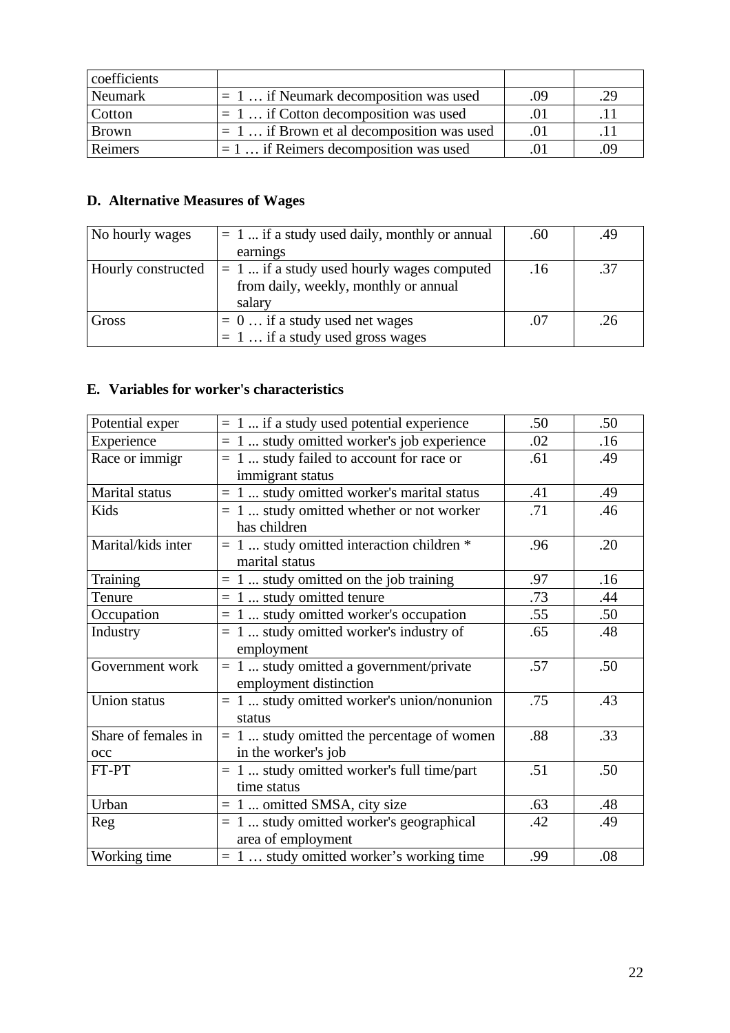| coefficients | | | |
|---|---|---|---|
| Neumark | = 1 … if Neumark decomposition was used | .09 | .29 |
| Cotton | = 1 … if Cotton decomposition was used | .01 | .11 |
| Brown | = 1 … if Brown et al decomposition was used | .01 | .11 |
| Reimers | = 1 … if Reimers decomposition was used | .01 | .09 |

## D. Alternative Measures of Wages

| | | | |
|---|---|---|---|
| No hourly wages | = 1 ... if a study used daily, monthly or annual earnings | .60 | .49 |
| Hourly constructed | = 1 ... if a study used hourly wages computed from daily, weekly, monthly or annual salary | .16 | .37 |
| Gross | = 0 … if a study used net wages<br>= 1 … if a study used gross wages | .07 | .26 |

## E. Variables for worker's characteristics

| | | | |
|---|---|---|---|
| Potential exper | = 1 ... if a study used potential experience | .50 | .50 |
| Experience | = 1 ... study omitted worker's job experience | .02 | .16 |
| Race or immigr | = 1 ... study failed to account for race or immigrant status | .61 | .49 |
| Marital status | = 1 ... study omitted worker's marital status | .41 | .49 |
| Kids | = 1 ... study omitted whether or not worker has children | .71 | .46 |
| Marital/kids inter | = 1 ... study omitted interaction children * marital status | .96 | .20 |
| Training | = 1 ... study omitted on the job training | .97 | .16 |
| Tenure | = 1 ... study omitted tenure | .73 | .44 |
| Occupation | = 1 ... study omitted worker's occupation | .55 | .50 |
| Industry | = 1 ... study omitted worker's industry of employment | .65 | .48 |
| Government work | = 1 ... study omitted a government/private employment distinction | .57 | .50 |
| Union status | = 1 ... study omitted worker's union/nonunion status | .75 | .43 |
| Share of females in occ | = 1 ... study omitted the percentage of women in the worker's job | .88 | .33 |
| FT-PT | = 1 ... study omitted worker's full time/part time status | .51 | .50 |
| Urban | = 1 ... omitted SMSA, city size | .63 | .48 |
| Reg | = 1 ... study omitted worker's geographical area of employment | .42 | .49 |
| Working time | = 1 … study omitted worker's working time | .99 | .08 |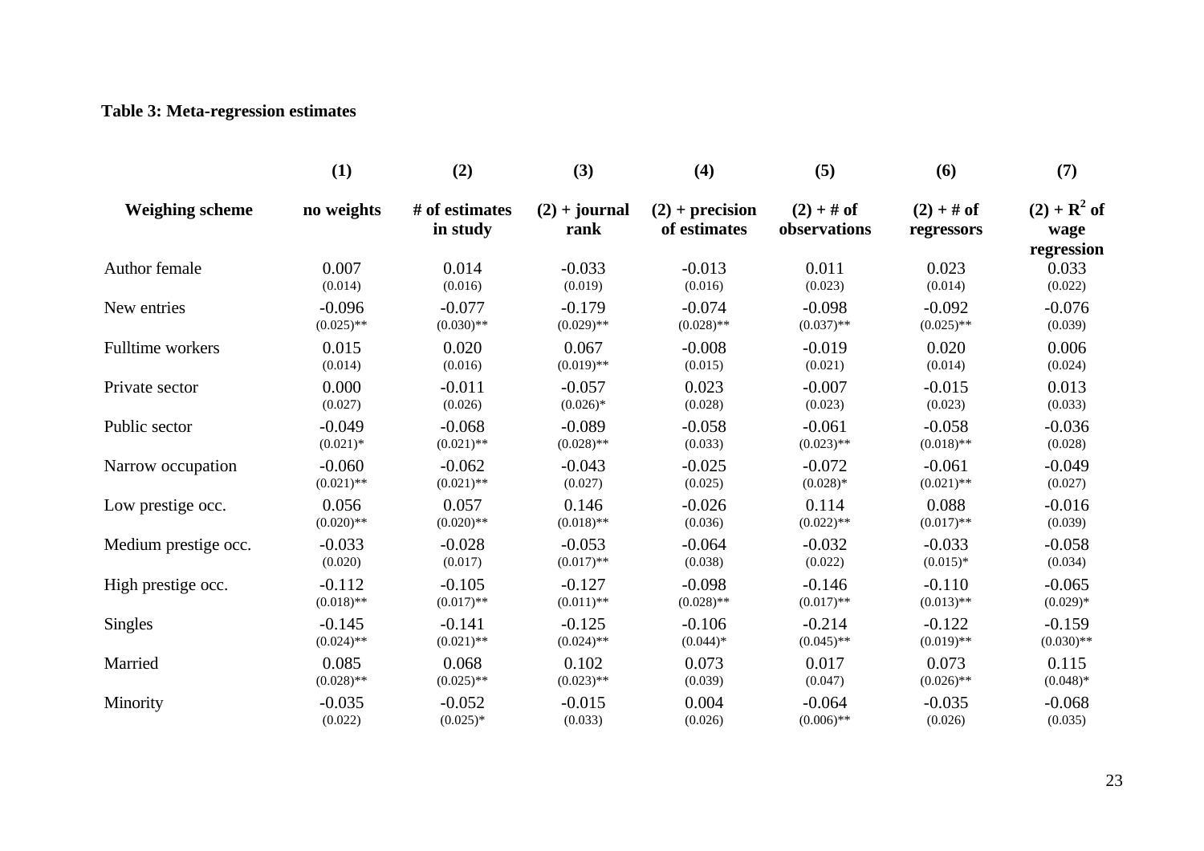**Table 3: Meta-regression estimates**

| | (1) | (2) | (3) | (4) | (5) | (6) | (7) |
|---|---|---|---|---|---|---|---|
| **Weighing scheme** | **no weights** | **# of estimates in study** | **(2) + journal rank** | **(2) + precision of estimates** | **(2) + # of observations** | **(2) + # of regressors** | **(2) + $R^2$ of wage regression** |
| Author female | 0.007 | 0.014 | -0.033 | -0.013 | 0.011 | 0.023 | 0.033 |
| | (0.014) | (0.016) | (0.019) | (0.016) | (0.023) | (0.014) | (0.022) |
| New entries | -0.096 | -0.077 | -0.179 | -0.074 | -0.098 | -0.092 | -0.076 |
| | (0.025)** | (0.030)** | (0.029)** | (0.028)** | (0.037)** | (0.025)** | (0.039) |
| Fulltime workers | 0.015 | 0.020 | 0.067 | -0.008 | -0.019 | 0.020 | 0.006 |
| | (0.014) | (0.016) | (0.019)** | (0.015) | (0.021) | (0.014) | (0.024) |
| Private sector | 0.000 | -0.011 | -0.057 | 0.023 | -0.007 | -0.015 | 0.013 |
| | (0.027) | (0.026) | (0.026)* | (0.028) | (0.023) | (0.023) | (0.033) |
| Public sector | -0.049 | -0.068 | -0.089 | -0.058 | -0.061 | -0.058 | -0.036 |
| | (0.021)* | (0.021)** | (0.028)** | (0.033) | (0.023)** | (0.018)** | (0.028) |
| Narrow occupation | -0.060 | -0.062 | -0.043 | -0.025 | -0.072 | -0.061 | -0.049 |
| | (0.021)** | (0.021)** | (0.027) | (0.025) | (0.028)* | (0.021)** | (0.027) |
| Low prestige occ. | 0.056 | 0.057 | 0.146 | -0.026 | 0.114 | 0.088 | -0.016 |
| | (0.020)** | (0.020)** | (0.018)** | (0.036) | (0.022)** | (0.017)** | (0.039) |
| Medium prestige occ. | -0.033 | -0.028 | -0.053 | -0.064 | -0.032 | -0.033 | -0.058 |
| | (0.020) | (0.017) | (0.017)** | (0.038) | (0.022) | (0.015)* | (0.034) |
| High prestige occ. | -0.112 | -0.105 | -0.127 | -0.098 | -0.146 | -0.110 | -0.065 |
| | (0.018)** | (0.017)** | (0.011)** | (0.028)** | (0.017)** | (0.013)** | (0.029)* |
| Singles | -0.145 | -0.141 | -0.125 | -0.106 | -0.214 | -0.122 | -0.159 |
| | (0.024)** | (0.021)** | (0.024)** | (0.044)* | (0.045)** | (0.019)** | (0.030)** |
| Married | 0.085 | 0.068 | 0.102 | 0.073 | 0.017 | 0.073 | 0.115 |
| | (0.028)** | (0.025)** | (0.023)** | (0.039) | (0.047) | (0.026)** | (0.048)* |
| Minority | -0.035 | -0.052 | -0.015 | 0.004 | -0.064 | -0.035 | -0.068 |
| | (0.022) | (0.025)* | (0.033) | (0.026) | (0.006)** | (0.026) | (0.035) |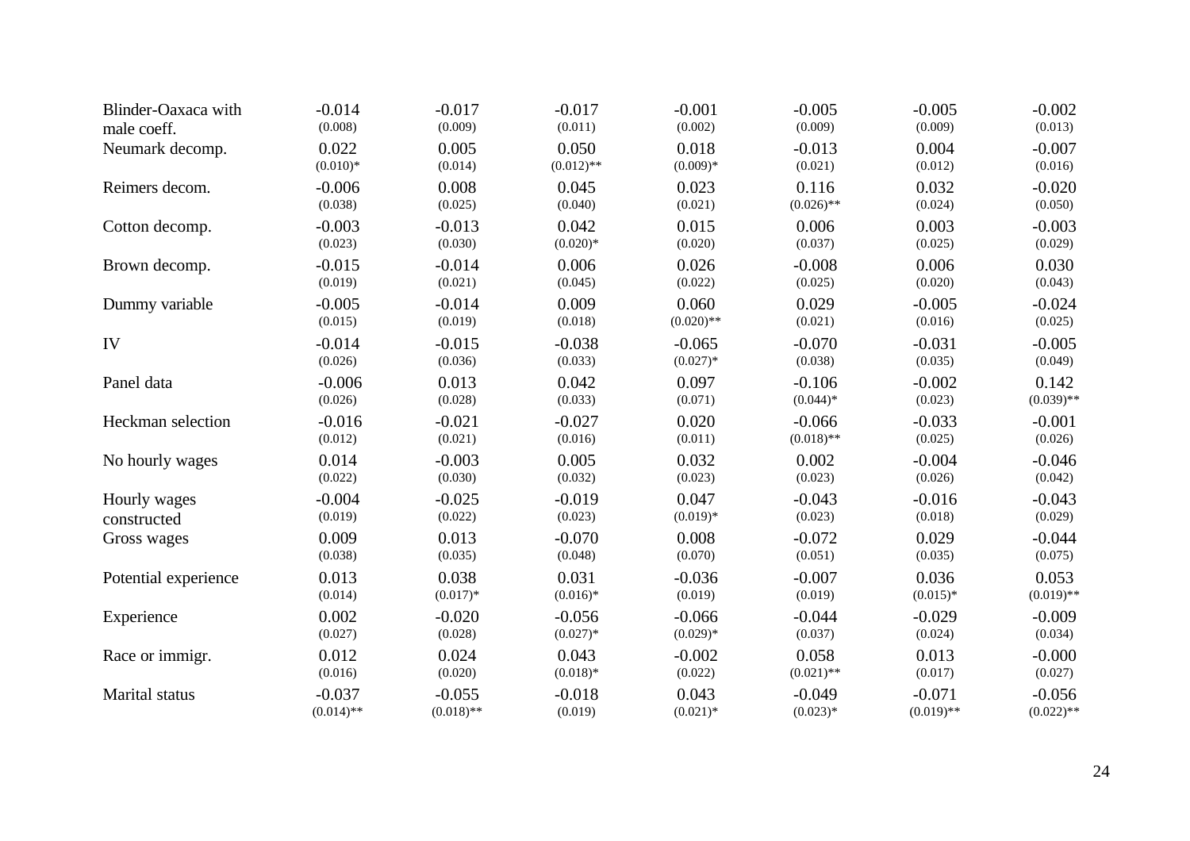| | | | | | | | |
|---|---|---|---|---|---|---|---|
| Blinder-Oaxaca with male coeff. | -0.014<br>(0.008) | -0.017<br>(0.009) | -0.017<br>(0.011) | -0.001<br>(0.002) | -0.005<br>(0.009) | -0.005<br>(0.009) | -0.002<br>(0.013) |
| Neumark decomp. | 0.022<br>(0.010)* | 0.005<br>(0.014) | 0.050<br>(0.012)** | 0.018<br>(0.009)* | -0.013<br>(0.021) | 0.004<br>(0.012) | -0.007<br>(0.016) |
| Reimers decom. | -0.006<br>(0.038) | 0.008<br>(0.025) | 0.045<br>(0.040) | 0.023<br>(0.021) | 0.116<br>(0.026)** | 0.032<br>(0.024) | -0.020<br>(0.050) |
| Cotton decomp. | -0.003<br>(0.023) | -0.013<br>(0.030) | 0.042<br>(0.020)* | 0.015<br>(0.020) | 0.006<br>(0.037) | 0.003<br>(0.025) | -0.003<br>(0.029) |
| Brown decomp. | -0.015<br>(0.019) | -0.014<br>(0.021) | 0.006<br>(0.045) | 0.026<br>(0.022) | -0.008<br>(0.025) | 0.006<br>(0.020) | 0.030<br>(0.043) |
| Dummy variable | -0.005<br>(0.015) | -0.014<br>(0.019) | 0.009<br>(0.018) | 0.060<br>(0.020)** | 0.029<br>(0.021) | -0.005<br>(0.016) | -0.024<br>(0.025) |
| IV | -0.014<br>(0.026) | -0.015<br>(0.036) | -0.038<br>(0.033) | -0.065<br>(0.027)* | -0.070<br>(0.038) | -0.031<br>(0.035) | -0.005<br>(0.049) |
| Panel data | -0.006<br>(0.026) | 0.013<br>(0.028) | 0.042<br>(0.033) | 0.097<br>(0.071) | -0.106<br>(0.044)* | -0.002<br>(0.023) | 0.142<br>(0.039)** |
| Heckman selection | -0.016<br>(0.012) | -0.021<br>(0.021) | -0.027<br>(0.016) | 0.020<br>(0.011) | -0.066<br>(0.018)** | -0.033<br>(0.025) | -0.001<br>(0.026) |
| No hourly wages | 0.014<br>(0.022) | -0.003<br>(0.030) | 0.005<br>(0.032) | 0.032<br>(0.023) | 0.002<br>(0.023) | -0.004<br>(0.026) | -0.046<br>(0.042) |
| Hourly wages constructed | -0.004<br>(0.019) | -0.025<br>(0.022) | -0.019<br>(0.023) | 0.047<br>(0.019)* | -0.043<br>(0.023) | -0.016<br>(0.018) | -0.043<br>(0.029) |
| Gross wages | 0.009<br>(0.038) | 0.013<br>(0.035) | -0.070<br>(0.048) | 0.008<br>(0.070) | -0.072<br>(0.051) | 0.029<br>(0.035) | -0.044<br>(0.075) |
| Potential experience | 0.013<br>(0.014) | 0.038<br>(0.017)* | 0.031<br>(0.016)* | -0.036<br>(0.019) | -0.007<br>(0.019) | 0.036<br>(0.015)* | 0.053<br>(0.019)** |
| Experience | 0.002<br>(0.027) | -0.020<br>(0.028) | -0.056<br>(0.027)* | -0.066<br>(0.029)* | -0.044<br>(0.037) | -0.029<br>(0.024) | -0.009<br>(0.034) |
| Race or immigr. | 0.012<br>(0.016) | 0.024<br>(0.020) | 0.043<br>(0.018)* | -0.002<br>(0.022) | 0.058<br>(0.021)** | 0.013<br>(0.017) | -0.000<br>(0.027) |
| Marital status | -0.037<br>(0.014)** | -0.055<br>(0.018)** | -0.018<br>(0.019) | 0.043<br>(0.021)* | -0.049<br>(0.023)* | -0.071<br>(0.019)** | -0.056<br>(0.022)** |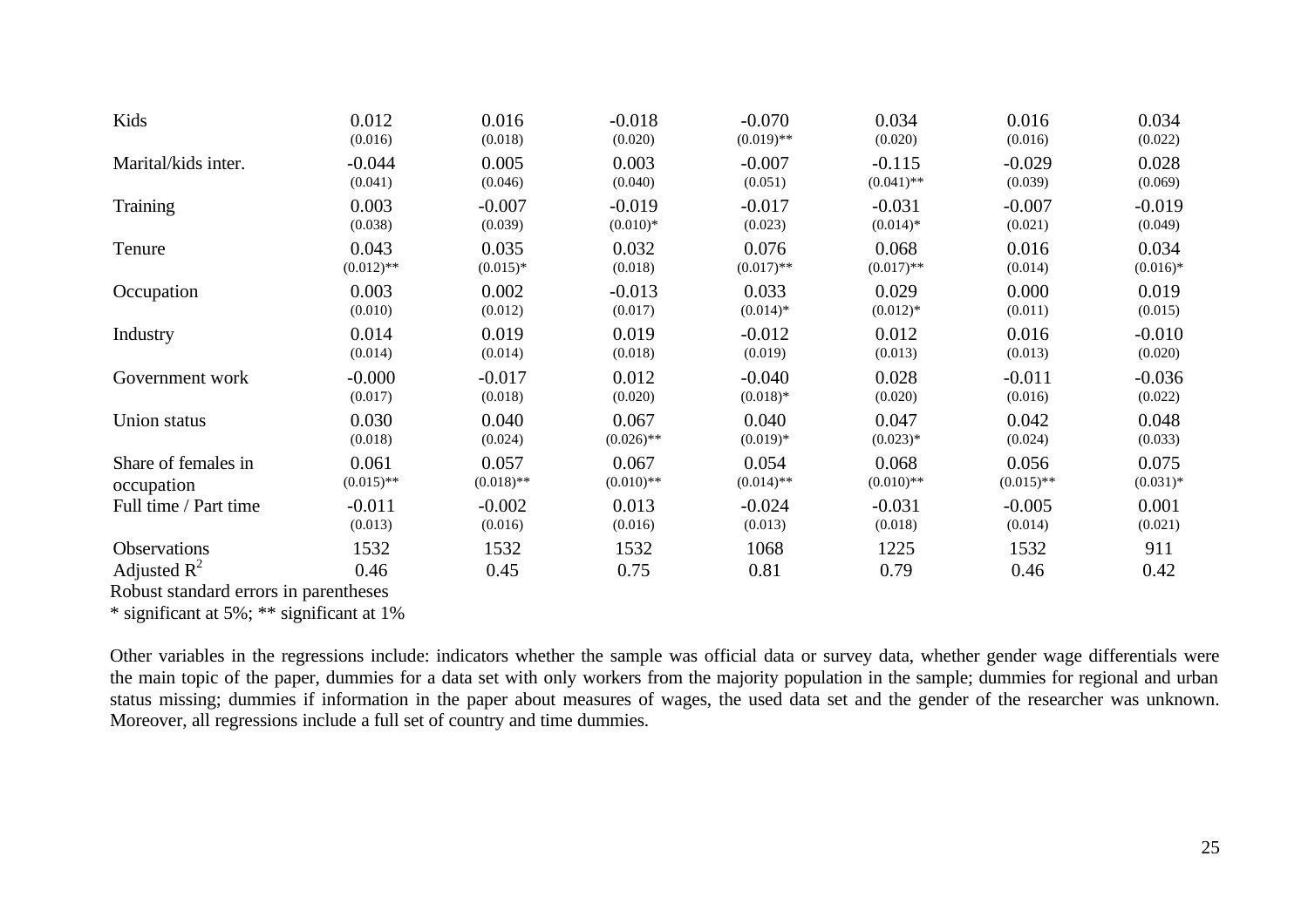| | | | | | | | |
|---|---|---|---|---|---|---|---|
| Kids | 0.012 | 0.016 | -0.018 | -0.070 | 0.034 | 0.016 | 0.034 |
| | (0.016) | (0.018) | (0.020) | (0.019)** | (0.020) | (0.016) | (0.022) |
| Marital/kids inter. | -0.044 | 0.005 | 0.003 | -0.007 | -0.115 | -0.029 | 0.028 |
| | (0.041) | (0.046) | (0.040) | (0.051) | (0.041)** | (0.039) | (0.069) |
| Training | 0.003 | -0.007 | -0.019 | -0.017 | -0.031 | -0.007 | -0.019 |
| | (0.038) | (0.039) | (0.010)* | (0.023) | (0.014)* | (0.021) | (0.049) |
| Tenure | 0.043 | 0.035 | 0.032 | 0.076 | 0.068 | 0.016 | 0.034 |
| | (0.012)** | (0.015)* | (0.018) | (0.017)** | (0.017)** | (0.014) | (0.016)* |
| Occupation | 0.003 | 0.002 | -0.013 | 0.033 | 0.029 | 0.000 | 0.019 |
| | (0.010) | (0.012) | (0.017) | (0.014)* | (0.012)* | (0.011) | (0.015) |
| Industry | 0.014 | 0.019 | 0.019 | -0.012 | 0.012 | 0.016 | -0.010 |
| | (0.014) | (0.014) | (0.018) | (0.019) | (0.013) | (0.013) | (0.020) |
| Government work | -0.000 | -0.017 | 0.012 | -0.040 | 0.028 | -0.011 | -0.036 |
| | (0.017) | (0.018) | (0.020) | (0.018)* | (0.020) | (0.016) | (0.022) |
| Union status | 0.030 | 0.040 | 0.067 | 0.040 | 0.047 | 0.042 | 0.048 |
| | (0.018) | (0.024) | (0.026)** | (0.019)* | (0.023)* | (0.024) | (0.033) |
| Share of females in occupation | 0.061 | 0.057 | 0.067 | 0.054 | 0.068 | 0.056 | 0.075 |
| | (0.015)** | (0.018)** | (0.010)** | (0.014)** | (0.010)** | (0.015)** | (0.031)* |
| Full time / Part time | -0.011 | -0.002 | 0.013 | -0.024 | -0.031 | -0.005 | 0.001 |
| | (0.013) | (0.016) | (0.016) | (0.013) | (0.018) | (0.014) | (0.021) |
| Observations | 1532 | 1532 | 1532 | 1068 | 1225 | 1532 | 911 |
| Adjusted $R^2$ | 0.46 | 0.45 | 0.75 | 0.81 | 0.79 | 0.46 | 0.42 |

Robust standard errors in parentheses

* significant at 5%; ** significant at 1%

Other variables in the regressions include: indicators whether the sample was official data or survey data, whether gender wage differentials were the main topic of the paper, dummies for a data set with only workers from the majority population in the sample; dummies for regional and urban status missing; dummies if information in the paper about measures of wages, the used data set and the gender of the researcher was unknown. Moreover, all regressions include a full set of country and time dummies.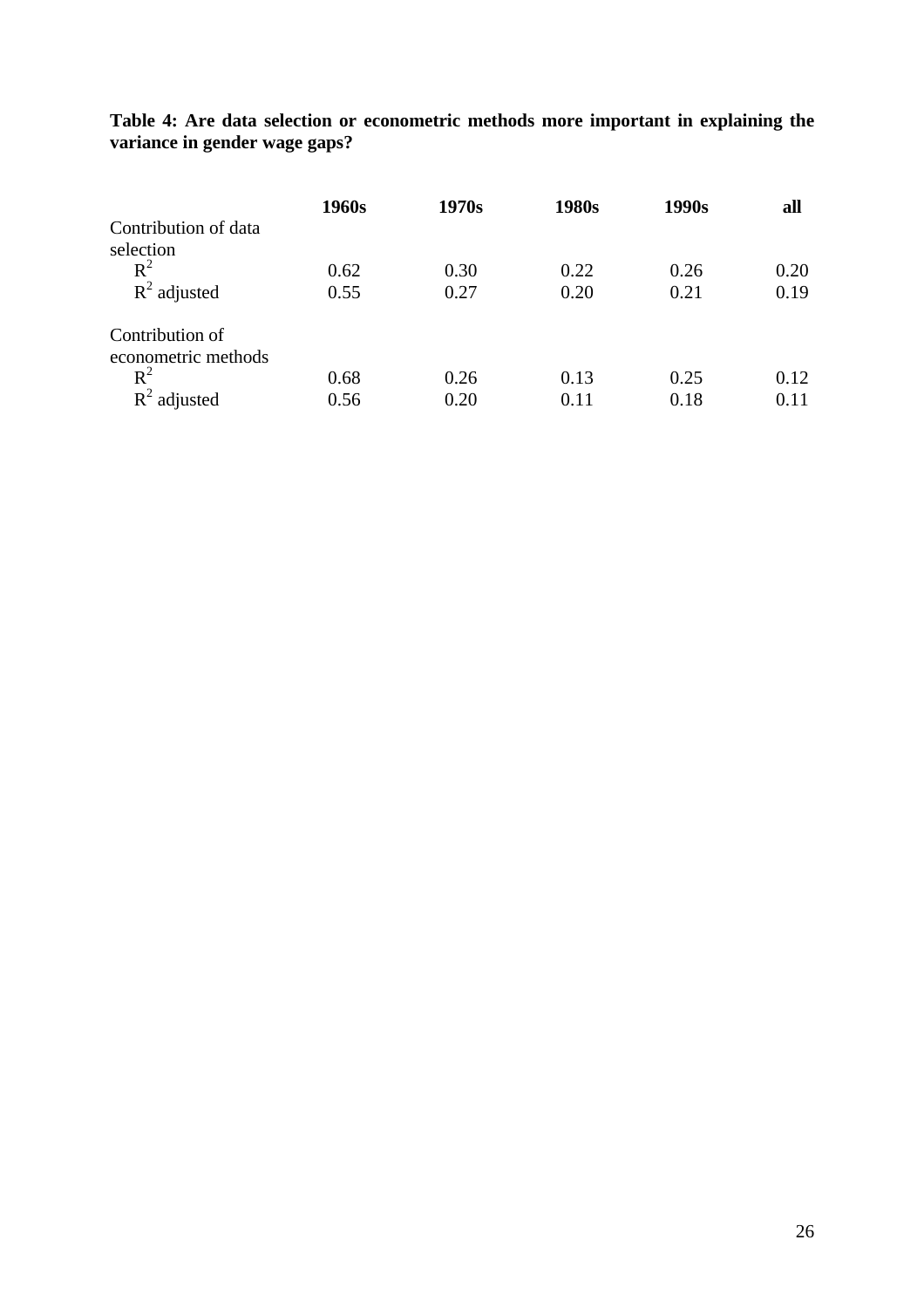**Table 4: Are data selection or econometric methods more important in explaining the variance in gender wage gaps?**

| | **1960s** | **1970s** | **1980s** | **1990s** | **all** |
|---|---|---|---|---|---|
| Contribution of data selection | | | | | |
| $R^2$ | 0.62 | 0.30 | 0.22 | 0.26 | 0.20 |
| $R^2$ adjusted | 0.55 | 0.27 | 0.20 | 0.21 | 0.19 |
| Contribution of econometric methods | | | | | |
| $R^2$ | 0.68 | 0.26 | 0.13 | 0.25 | 0.12 |
| $R^2$ adjusted | 0.56 | 0.20 | 0.11 | 0.18 | 0.11 |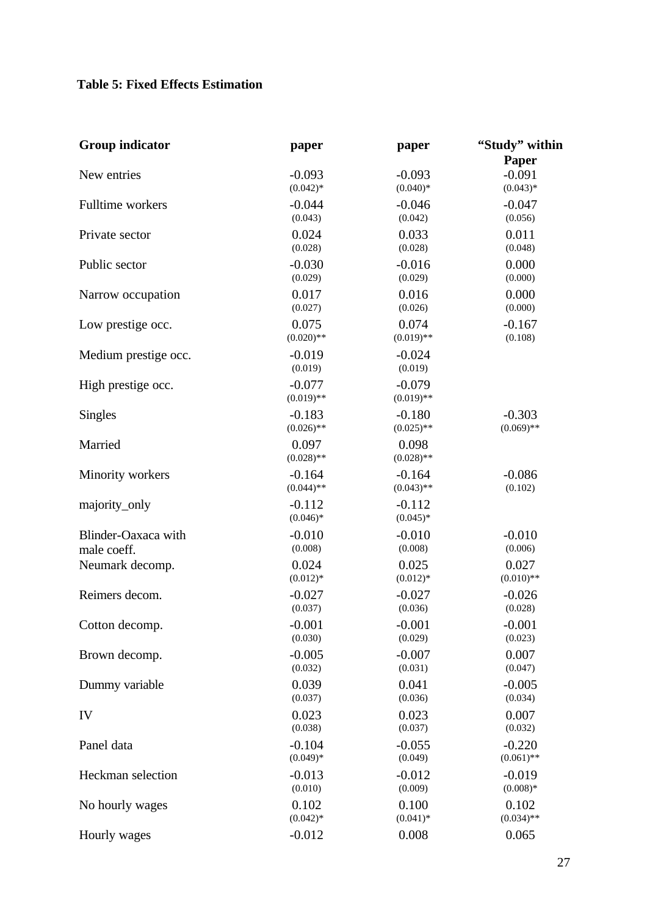**Table 5: Fixed Effects Estimation**

| Group indicator | paper | paper | "Study" within Paper |
|---|---|---|---|
| New entries | -0.093<br>(0.042)* | -0.093<br>(0.040)* | -0.091<br>(0.043)* |
| Fulltime workers | -0.044<br>(0.043) | -0.046<br>(0.042) | -0.047<br>(0.056) |
| Private sector | 0.024<br>(0.028) | 0.033<br>(0.028) | 0.011<br>(0.048) |
| Public sector | -0.030<br>(0.029) | -0.016<br>(0.029) | 0.000<br>(0.000) |
| Narrow occupation | 0.017<br>(0.027) | 0.016<br>(0.026) | 0.000<br>(0.000) |
| Low prestige occ. | 0.075<br>(0.020)** | 0.074<br>(0.019)** | -0.167<br>(0.108) |
| Medium prestige occ. | -0.019<br>(0.019) | -0.024<br>(0.019) | |
| High prestige occ. | -0.077<br>(0.019)** | -0.079<br>(0.019)** | |
| Singles | -0.183<br>(0.026)** | -0.180<br>(0.025)** | -0.303<br>(0.069)** |
| Married | 0.097<br>(0.028)** | 0.098<br>(0.028)** | |
| Minority workers | -0.164<br>(0.044)** | -0.164<br>(0.043)** | -0.086<br>(0.102) |
| majority_only | -0.112<br>(0.046)* | -0.112<br>(0.045)* | |
| Blinder-Oaxaca with male coeff. | -0.010<br>(0.008) | -0.010<br>(0.008) | -0.010<br>(0.006) |
| Neumark decomp. | 0.024<br>(0.012)* | 0.025<br>(0.012)* | 0.027<br>(0.010)** |
| Reimers decom. | -0.027<br>(0.037) | -0.027<br>(0.036) | -0.026<br>(0.028) |
| Cotton decomp. | -0.001<br>(0.030) | -0.001<br>(0.029) | -0.001<br>(0.023) |
| Brown decomp. | -0.005<br>(0.032) | -0.007<br>(0.031) | 0.007<br>(0.047) |
| Dummy variable | 0.039<br>(0.037) | 0.041<br>(0.036) | -0.005<br>(0.034) |
| IV | 0.023<br>(0.038) | 0.023<br>(0.037) | 0.007<br>(0.032) |
| Panel data | -0.104<br>(0.049)* | -0.055<br>(0.049) | -0.220<br>(0.061)** |
| Heckman selection | -0.013<br>(0.010) | -0.012<br>(0.009) | -0.019<br>(0.008)* |
| No hourly wages | 0.102<br>(0.042)* | 0.100<br>(0.041)* | 0.102<br>(0.034)** |
| Hourly wages | -0.012 | 0.008 | 0.065 |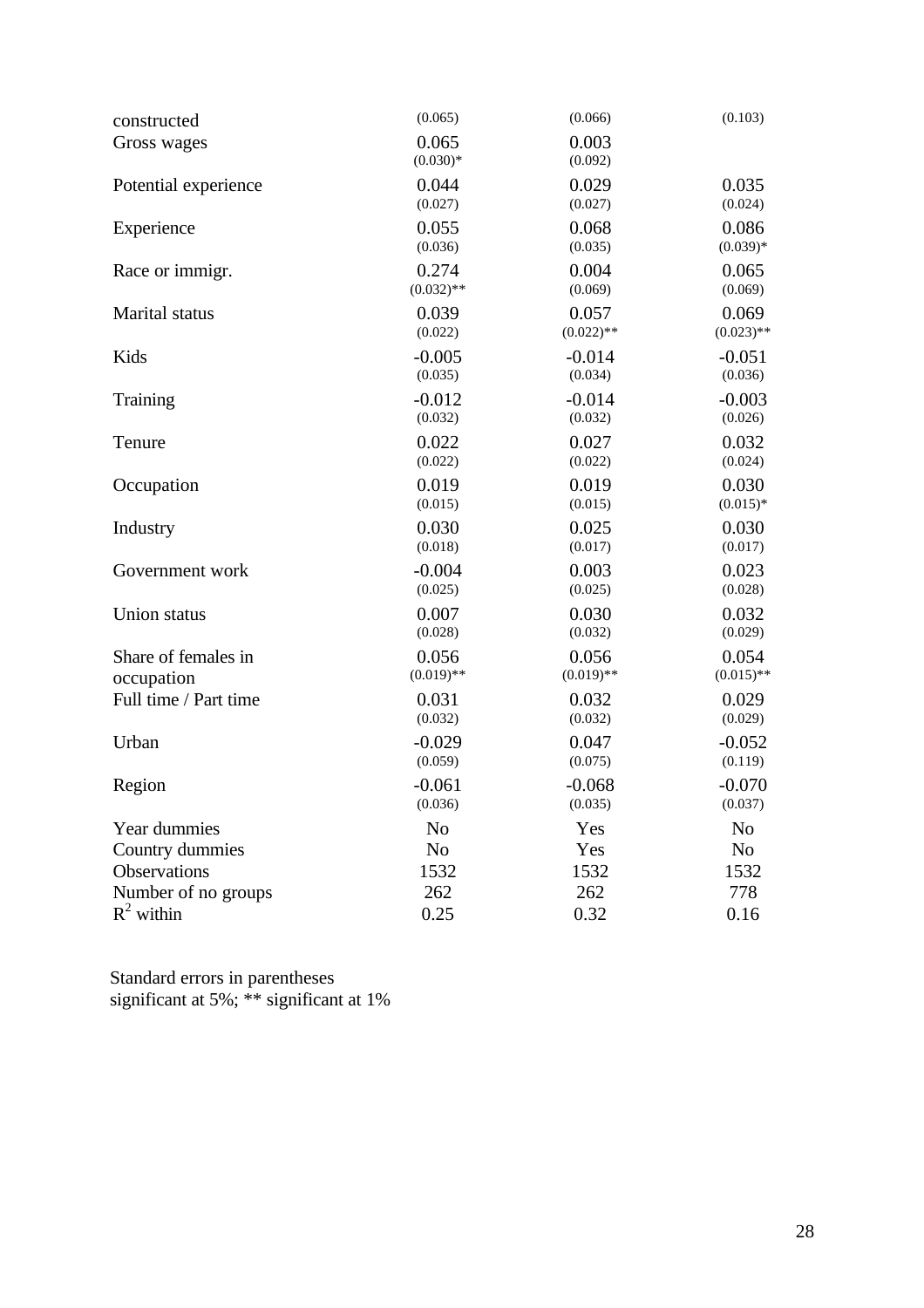| | | | |
|---|---|---|---|
| constructed | (0.065) | (0.066) | (0.103) |
| Gross wages | 0.065 | 0.003 | |
| | (0.030)* | (0.092) | |
| Potential experience | 0.044 | 0.029 | 0.035 |
| | (0.027) | (0.027) | (0.024) |
| Experience | 0.055 | 0.068 | 0.086 |
| | (0.036) | (0.035) | (0.039)* |
| Race or immigr. | 0.274 | 0.004 | 0.065 |
| | (0.032)** | (0.069) | (0.069) |
| Marital status | 0.039 | 0.057 | 0.069 |
| | (0.022) | (0.022)** | (0.023)** |
| Kids | -0.005 | -0.014 | -0.051 |
| | (0.035) | (0.034) | (0.036) |
| Training | -0.012 | -0.014 | -0.003 |
| | (0.032) | (0.032) | (0.026) |
| Tenure | 0.022 | 0.027 | 0.032 |
| | (0.022) | (0.022) | (0.024) |
| Occupation | 0.019 | 0.019 | 0.030 |
| | (0.015) | (0.015) | (0.015)* |
| Industry | 0.030 | 0.025 | 0.030 |
| | (0.018) | (0.017) | (0.017) |
| Government work | -0.004 | 0.003 | 0.023 |
| | (0.025) | (0.025) | (0.028) |
| Union status | 0.007 | 0.030 | 0.032 |
| | (0.028) | (0.032) | (0.029) |
| Share of females in occupation | 0.056 | 0.056 | 0.054 |
| | (0.019)** | (0.019)** | (0.015)** |
| Full time / Part time | 0.031 | 0.032 | 0.029 |
| | (0.032) | (0.032) | (0.029) |
| Urban | -0.029 | 0.047 | -0.052 |
| | (0.059) | (0.075) | (0.119) |
| Region | -0.061 | -0.068 | -0.070 |
| | (0.036) | (0.035) | (0.037) |
| Year dummies | No | Yes | No |
| Country dummies | No | Yes | No |
| Observations | 1532 | 1532 | 1532 |
| Number of no groups | 262 | 262 | 778 |
| $R^2$ within | 0.25 | 0.32 | 0.16 |

Standard errors in parentheses
significant at 5%; ** significant at 1%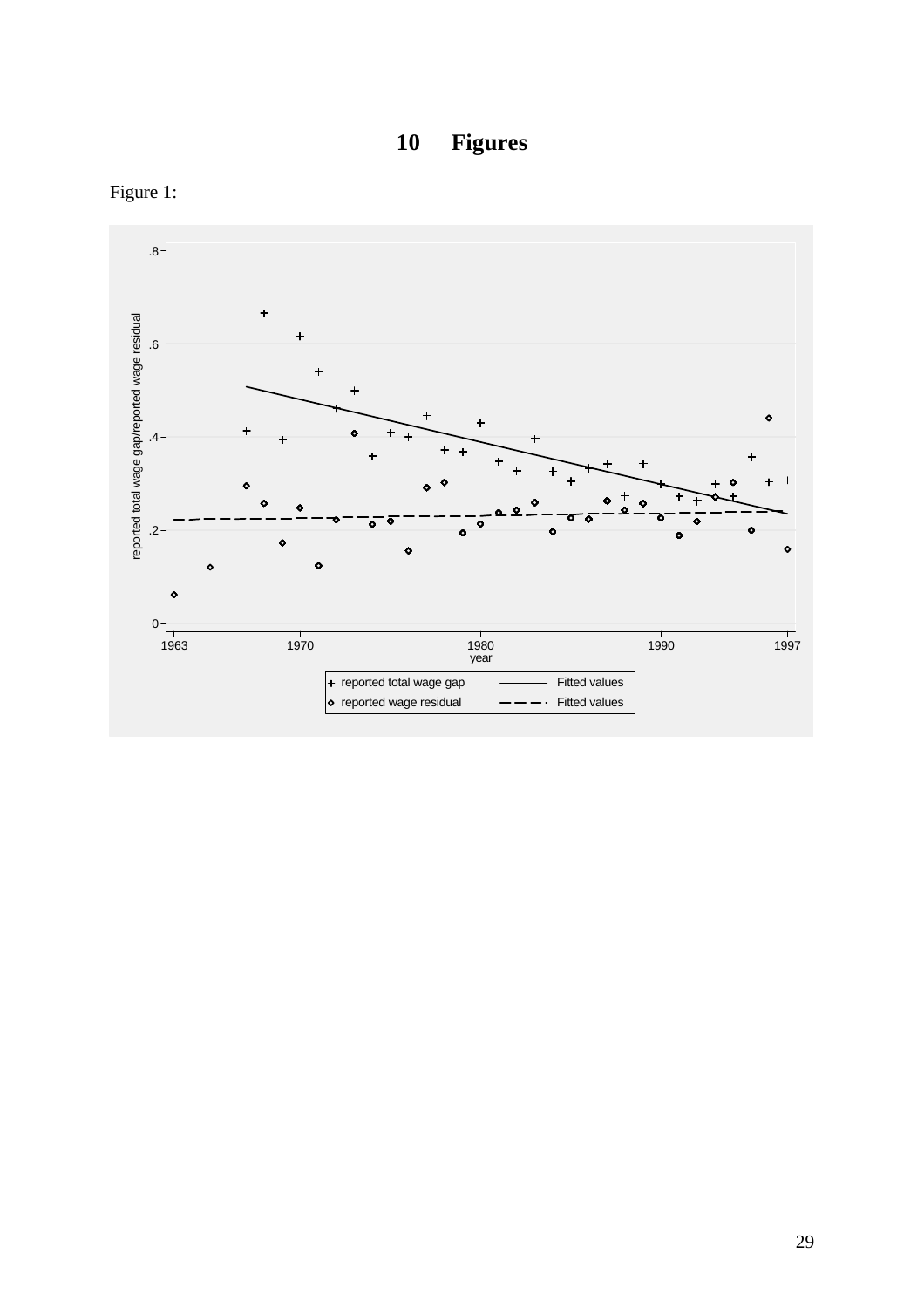# 10 Figures

Figure 1: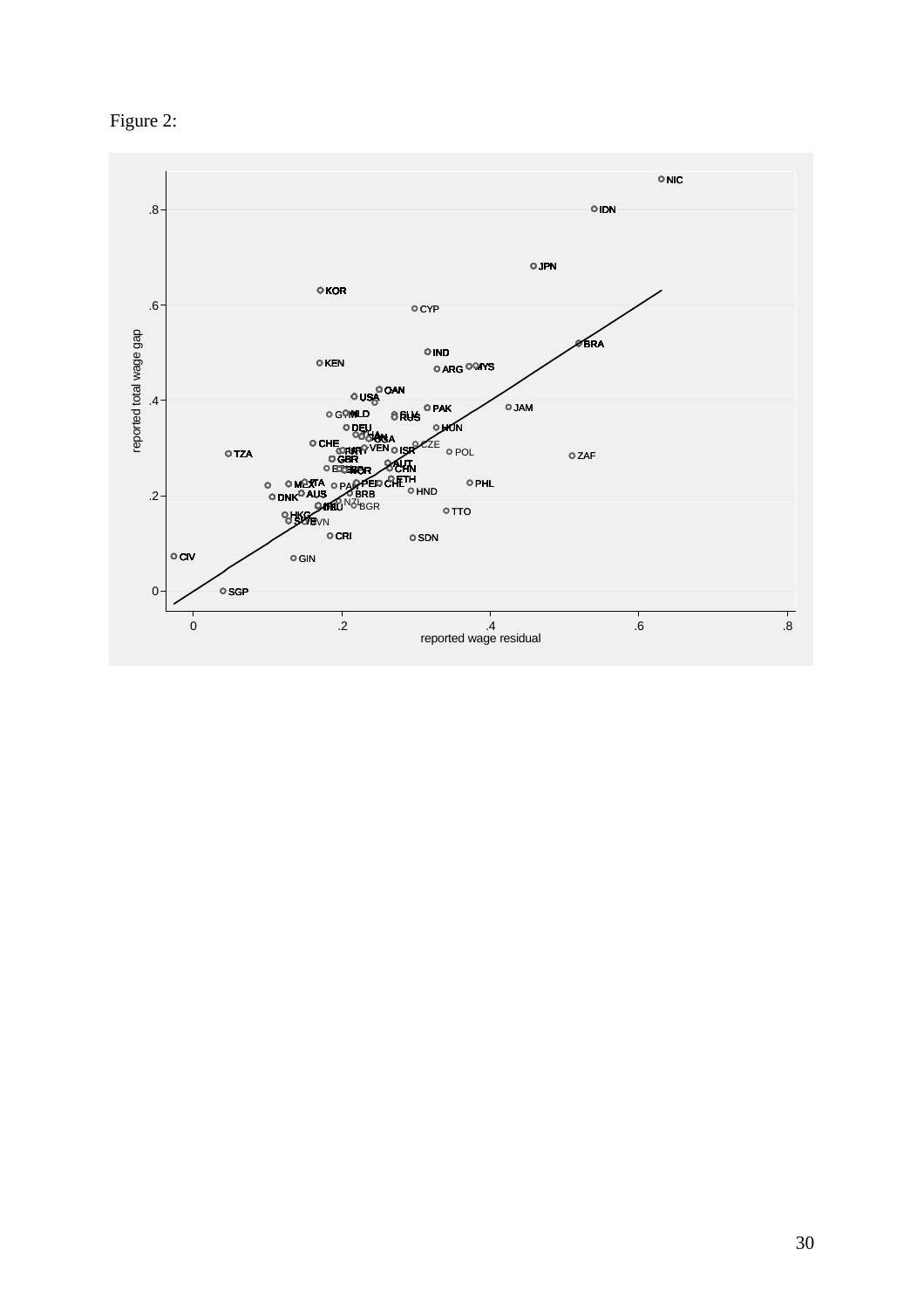Figure 2: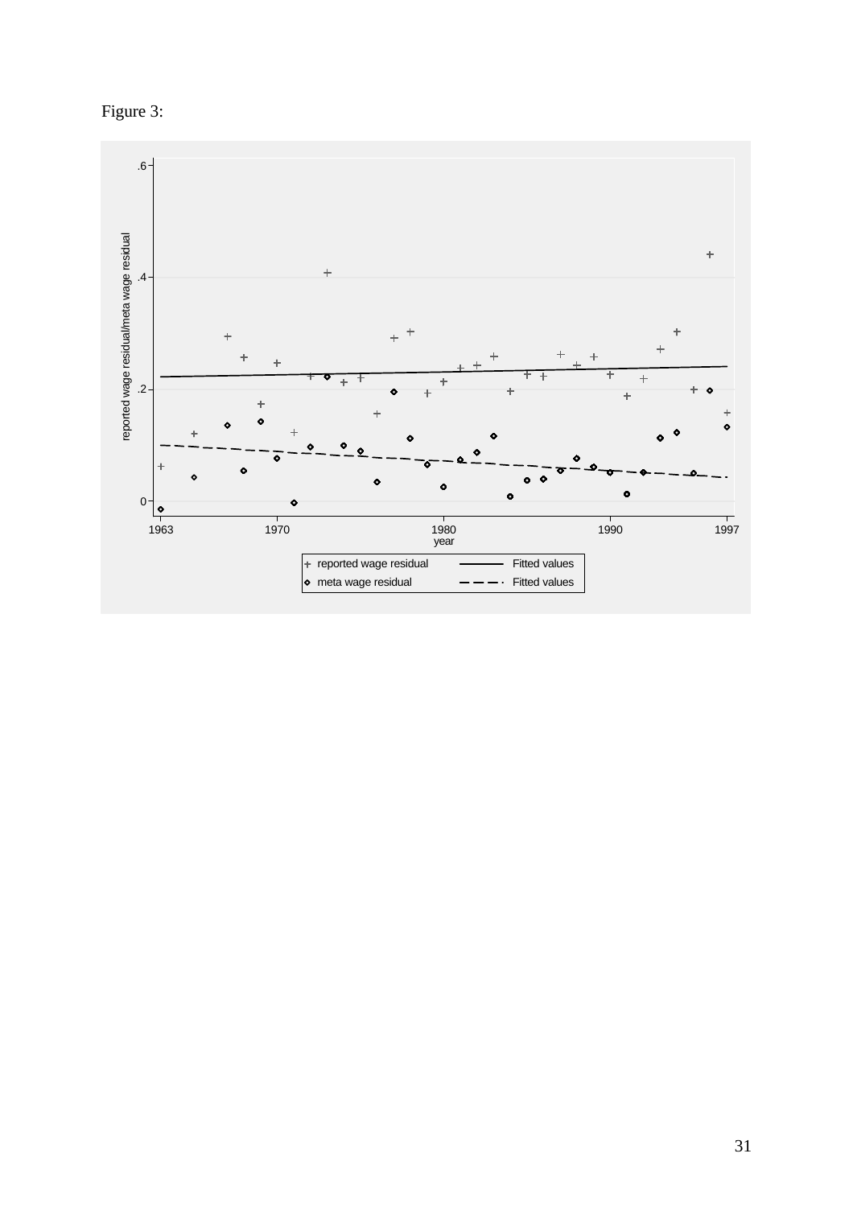Figure 3: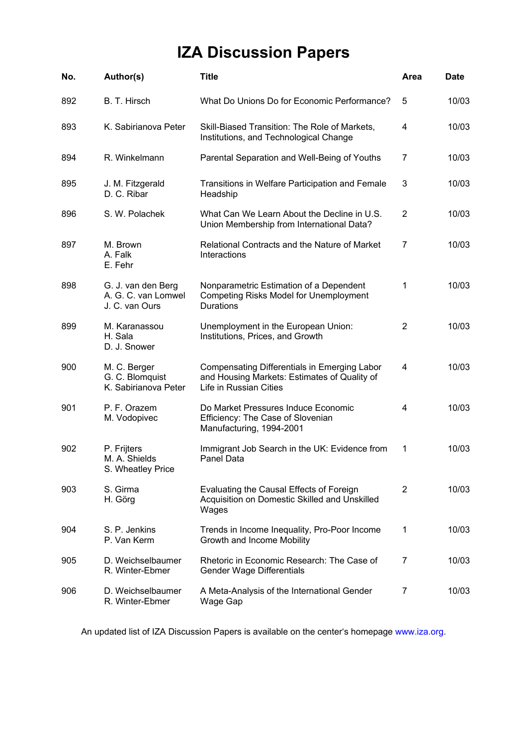# IZA Discussion Papers

| No. | Author(s) | Title | Area | Date |
|---|---|---|---|---|
| 892 | B. T. Hirsch | What Do Unions Do for Economic Performance? | 5 | 10/03 |
| 893 | K. Sabirianova Peter | Skill-Biased Transition: The Role of Markets, Institutions, and Technological Change | 4 | 10/03 |
| 894 | R. Winkelmann | Parental Separation and Well-Being of Youths | 7 | 10/03 |
| 895 | J. M. Fitzgerald<br>D. C. Ribar | Transitions in Welfare Participation and Female Headship | 3 | 10/03 |
| 896 | S. W. Polachek | What Can We Learn About the Decline in U.S. Union Membership from International Data? | 2 | 10/03 |
| 897 | M. Brown<br>A. Falk<br>E. Fehr | Relational Contracts and the Nature of Market Interactions | 7 | 10/03 |
| 898 | G. J. van den Berg<br>A. G. C. van Lomwel<br>J. C. van Ours | Nonparametric Estimation of a Dependent Competing Risks Model for Unemployment Durations | 1 | 10/03 |
| 899 | M. Karanassou<br>H. Sala<br>D. J. Snower | Unemployment in the European Union: Institutions, Prices, and Growth | 2 | 10/03 |
| 900 | M. C. Berger<br>G. C. Blomquist<br>K. Sabirianova Peter | Compensating Differentials in Emerging Labor and Housing Markets: Estimates of Quality of Life in Russian Cities | 4 | 10/03 |
| 901 | P. F. Orazem<br>M. Vodopivec | Do Market Pressures Induce Economic Efficiency: The Case of Slovenian Manufacturing, 1994-2001 | 4 | 10/03 |
| 902 | P. Frijters<br>M. A. Shields<br>S. Wheatley Price | Immigrant Job Search in the UK: Evidence from Panel Data | 1 | 10/03 |
| 903 | S. Girma<br>H. Görg | Evaluating the Causal Effects of Foreign Acquisition on Domestic Skilled and Unskilled Wages | 2 | 10/03 |
| 904 | S. P. Jenkins<br>P. Van Kerm | Trends in Income Inequality, Pro-Poor Income Growth and Income Mobility | 1 | 10/03 |
| 905 | D. Weichselbaumer<br>R. Winter-Ebmer | Rhetoric in Economic Research: The Case of Gender Wage Differentials | 7 | 10/03 |
| 906 | D. Weichselbaumer<br>R. Winter-Ebmer | A Meta-Analysis of the International Gender Wage Gap | 7 | 10/03 |

An updated list of IZA Discussion Papers is available on the center's homepage www.iza.org.